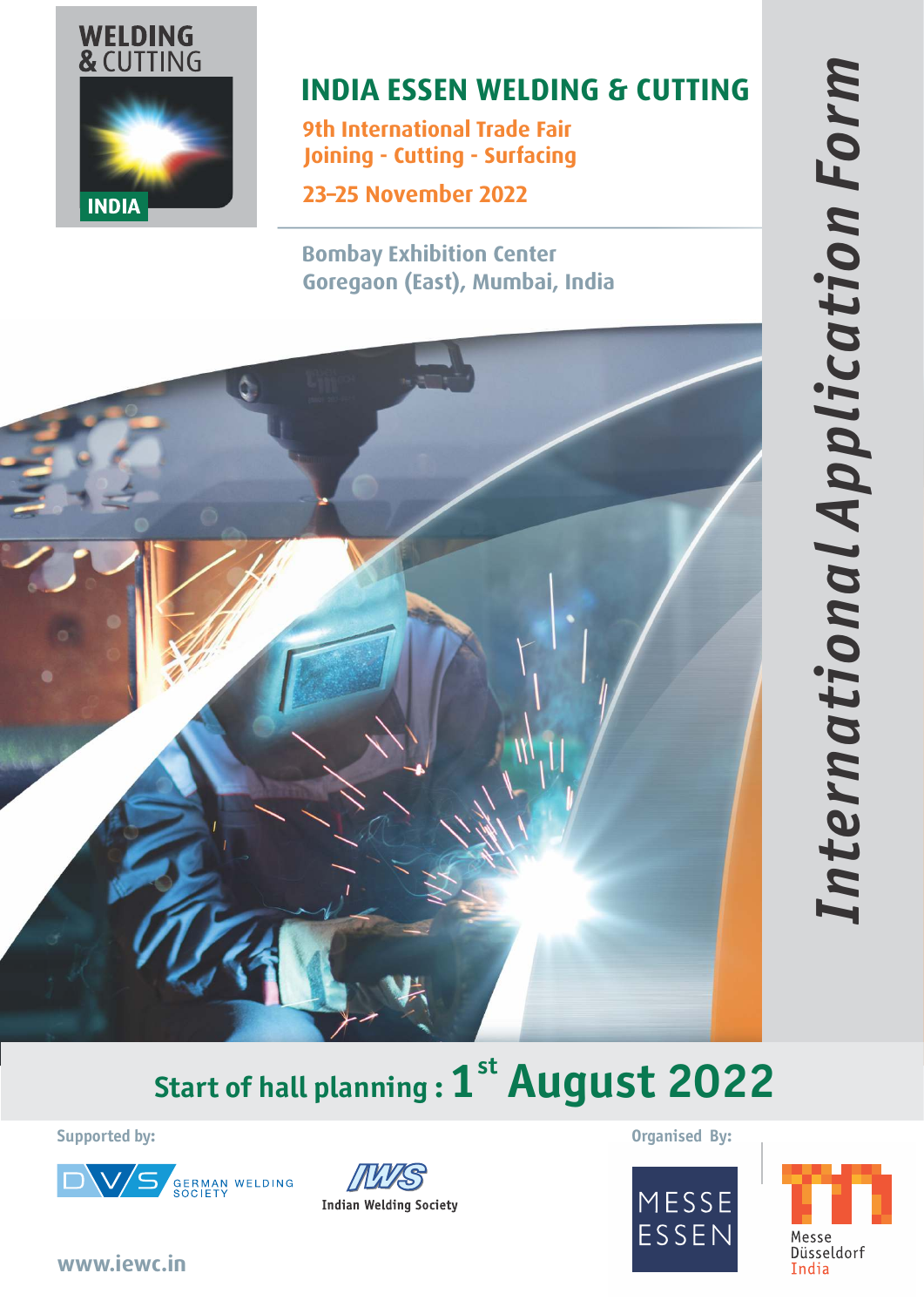WELDING & CUTTING INDIA

# INDIA ESSEN WELDING & CUTTING

**9th International Trade Fair**
**Joining - Cutting - Surfacing**

**23–25 November 2022**

**Bombay Exhibition Center**
**Goregaon (East), Mumbai, India**

## *International Application Form*

## Start of hall planning : 1st August 2022

**Supported by:**

DVS GERMAN WELDING SOCIETY

IWS Indian Welding Society

**Organised By:**

MESSE ESSEN

Messe Düsseldorf India

www.iewc.in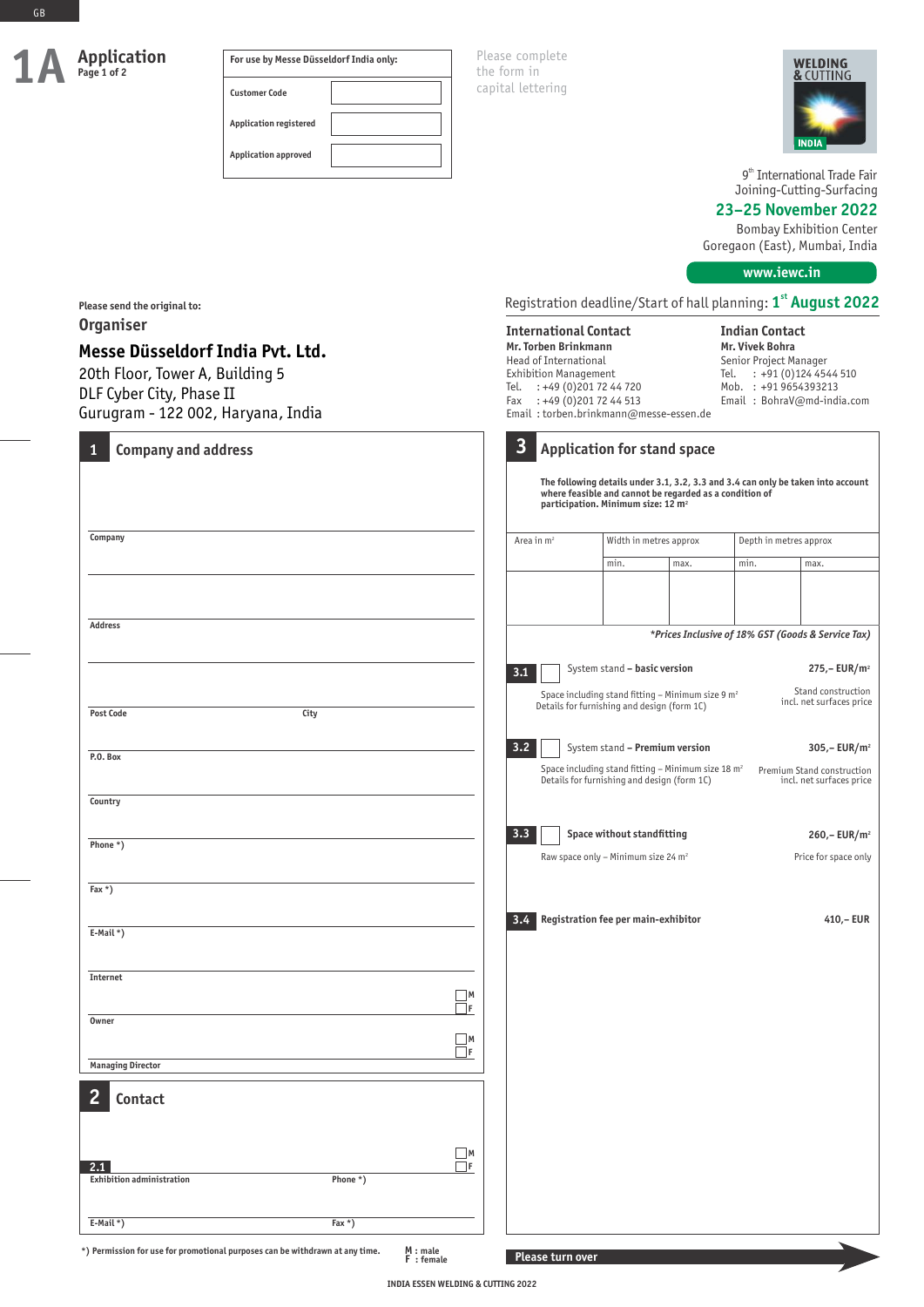GB

# 1A Application

Page 1 of 2

| For use by Messe Düsseldorf India only: | |
|---|---|
| Customer Code | |
| Application registered | |
| Application approved | |

Please complete the form in capital lettering

WELDING & CUTTING INDIA

9th International Trade Fair
Joining-Cutting-Surfacing

**23–25 November 2022**

Bombay Exhibition Center
Goregaon (East), Mumbai, India

**www.iewc.in**

Please send the original to:

**Organiser**

**Messe Düsseldorf India Pvt. Ltd.**
20th Floor, Tower A, Building 5
DLF Cyber City, Phase II
Gurugram - 122 002, Haryana, India

Registration deadline/Start of hall planning: **1st August 2022**

**International Contact**
**Mr. Torben Brinkmann**
Head of International
Exhibition Management
Tel. : +49 (0)201 72 44 720
Fax : +49 (0)201 72 44 513
Email : torben.brinkmann@messe-essen.de

**Indian Contact**
**Mr. Vivek Bohra**
Senior Project Manager
Tel. : +91 (0)124 4544 510
Mob. : +91 9654393213
Email : BohraV@md-india.com

## 1 Company and address

Company

Address

Post Code City

P.O. Box

Country

Phone *)

Fax *)

E-Mail *)

Internet

Owner ☐M ☐F

Managing Director ☐M ☐F

## 2 Contact

**2.1** ☐M ☐F

Exhibition administration Phone *)

E-Mail *) Fax *)

*) Permission for use for promotional purposes can be withdrawn at any time.

M : male
F : female

## 3 Application for stand space

**The following details under 3.1, 3.2, 3.3 and 3.4 can only be taken into account where feasible and cannot be regarded as a condition of participation. Minimum size: 12 m²**

| Area in m² | Width in metres approx | | Depth in metres approx | |
|---|---|---|---|---|
| | min. | max. | min. | max. |
| | | | | |

*\*Prices Inclusive of 18% GST (Goods & Service Tax)*

**3.1** ☐ System stand – **basic version** — **275,– EUR/m²**
Space including stand fitting – Minimum size 9 m²
Details for furnishing and design (form 1C)
Stand construction incl. net surfaces price

**3.2** ☐ System stand – **Premium version** — **305,– EUR/m²**
Space including stand fitting – Minimum size 18 m²
Details for furnishing and design (form 1C)
Premium Stand construction incl. net surfaces price

**3.3** ☐ **Space without standfitting** — **260,– EUR/m²**
Raw space only – Minimum size 24 m²
Price for space only

**3.4** **Registration fee per main-exhibitor** — **410,– EUR**

**Please turn over**

INDIA ESSEN WELDING & CUTTING 2022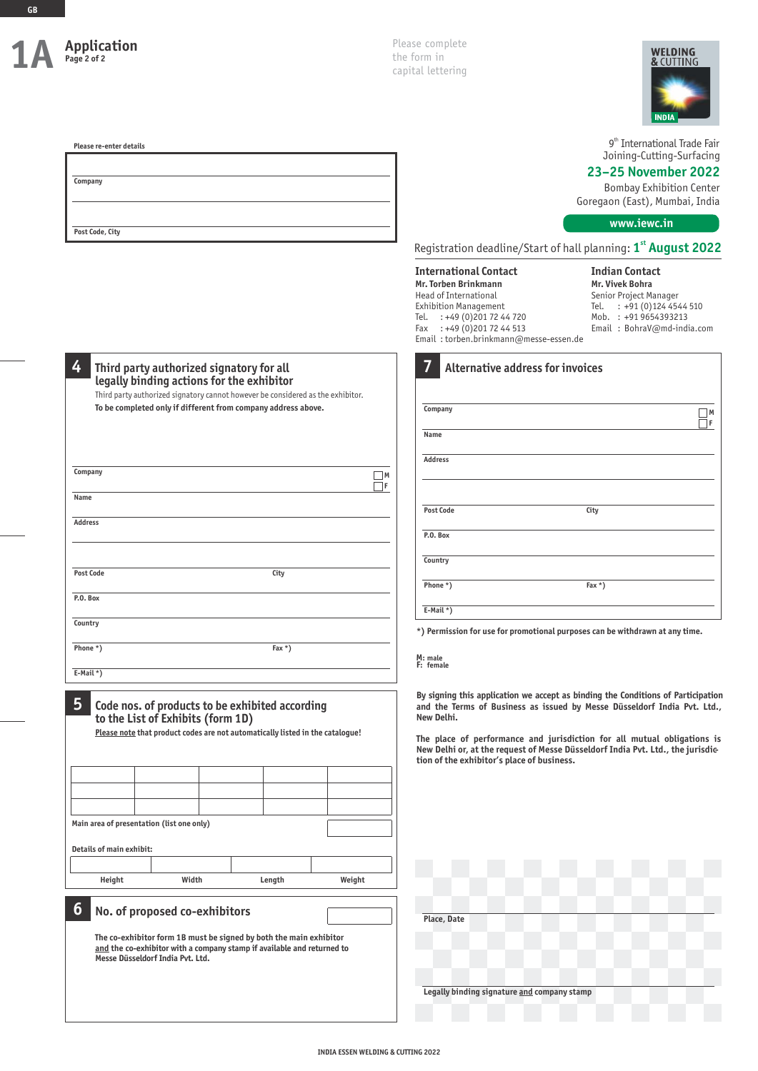GB

# 1A Application

Page 2 of 2

Please complete the form in capital lettering

WELDING & CUTTING INDIA

9th International Trade Fair
Joining-Cutting-Surfacing
**23–25 November 2022**
Bombay Exhibition Center
Goregaon (East), Mumbai, India

**www.iewc.in**

Registration deadline/Start of hall planning: **1st August 2022**

**International Contact**
**Mr. Torben Brinkmann**
Head of International Exhibition Management
Tel. : +49 (0)201 72 44 720
Fax : +49 (0)201 72 44 513
Email : torben.brinkmann@messe-essen.de

**Indian Contact**
**Mr. Vivek Bohra**
Senior Project Manager
Tel. : +91 (0)124 4544 510
Mob. : +91 9654393213
Email : BohraV@md-india.com

**Please re-enter details**

Company

Post Code, City

## 4 Third party authorized signatory for all legally binding actions for the exhibitor

Third party authorized signatory cannot however be considered as the exhibitor.

**To be completed only if different from company address above.**

Company ☐ M ☐ F

Name

Address

Post Code | City

P.O. Box

Country

Phone *) | Fax *)

E-Mail *)

## 5 Code nos. of products to be exhibited according to the List of Exhibits (form 1D)

Please note that product codes are not automatically listed in the catalogue!

| | | | | |
|---|---|---|---|---|
| | | | | |
| | | | | |
| | | | | |

Main area of presentation (list one only)

Details of main exhibit:

| Height | Width | Length | Weight |
|---|---|---|---|
| | | | |

## 6 No. of proposed co-exhibitors

The co-exhibitor form 1B must be signed by both the main exhibitor and the co-exhibitor with a company stamp if available and returned to Messe Düsseldorf India Pvt. Ltd.

## 7 Alternative address for invoices

Company ☐ M ☐ F

Name

Address

Post Code | City

P.O. Box

Country

Phone *) | Fax *)

E-Mail *)

**\*) Permission for use for promotional purposes can be withdrawn at any time.**

M: male
F: female

**By signing this application we accept as binding the Conditions of Participation and the Terms of Business as issued by Messe Düsseldorf India Pvt. Ltd., New Delhi.**

**The place of performance and jurisdiction for all mutual obligations is New Delhi or, at the request of Messe Düsseldorf India Pvt. Ltd., the jurisdiction of the exhibitor's place of business.**

Place, Date

Legally binding signature and company stamp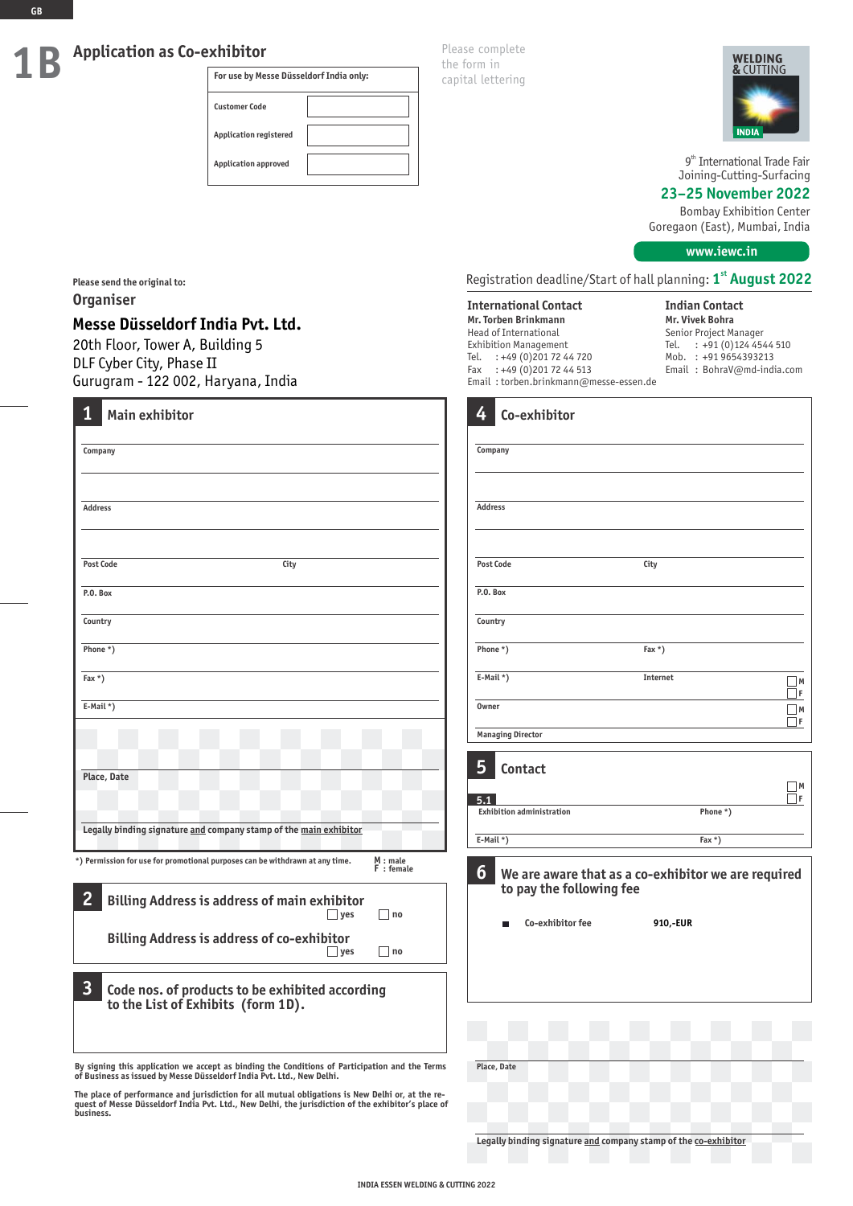GB

# 1B Application as Co-exhibitor

| For use by Messe Düsseldorf India only: | |
|---|---|
| Customer Code | |
| Application registered | |
| Application approved | |

Please complete the form in capital lettering

WELDING & CUTTING INDIA

9th International Trade Fair
Joining-Cutting-Surfacing

**23–25 November 2022**

Bombay Exhibition Center
Goregaon (East), Mumbai, India

**www.iewc.in**

Please send the original to:

**Organiser**

**Messe Düsseldorf India Pvt. Ltd.**
20th Floor, Tower A, Building 5
DLF Cyber City, Phase II
Gurugram - 122 002, Haryana, India

Registration deadline/Start of hall planning: **1st August 2022**

**International Contact**
**Mr. Torben Brinkmann**
Head of International
Exhibition Management
Tel. : +49 (0)201 72 44 720
Fax : +49 (0)201 72 44 513
Email : torben.brinkmann@messe-essen.de

**Indian Contact**
**Mr. Vivek Bohra**
Senior Project Manager
Tel. : +91 (0)124 4544 510
Mob. : +91 9654393213
Email : BohraV@md-india.com

## 1 Main exhibitor

Company

Address

Post Code | City

P.O. Box

Country

Phone *)

Fax *)

E-Mail *)

Place, Date

Legally binding signature and company stamp of the main exhibitor

*) Permission for use for promotional purposes can be withdrawn at any time.

M : male
F : female

## 2 Billing Address is address of main exhibitor

☐ yes ☐ no

**Billing Address is address of co-exhibitor**

☐ yes ☐ no

## 3 Code nos. of products to be exhibited according to the List of Exhibits (form 1D).

By signing this application we accept as binding the Conditions of Participation and the Terms of Business as issued by Messe Düsseldorf India Pvt. Ltd., New Delhi.

The place of performance and jurisdiction for all mutual obligations is New Delhi or, at the request of Messe Düsseldorf India Pvt. Ltd., New Delhi, the jurisdiction of the exhibitor's place of business.

## 4 Co-exhibitor

Company

Address

Post Code | City

P.O. Box

Country

Phone *) | Fax *)

E-Mail *) | Internet

Owner ☐ M ☐ F

Managing Director ☐ M ☐ F

## 5 Contact

☐ M ☐ F

5.1 Exhibition administration | Phone *)

E-Mail *) | Fax *)

## 6 We are aware that as a co-exhibitor we are required to pay the following fee

■ Co-exhibitor fee 910,-EUR

Place, Date

Legally binding signature and company stamp of the co-exhibitor

INDIA ESSEN WELDING & CUTTING 2022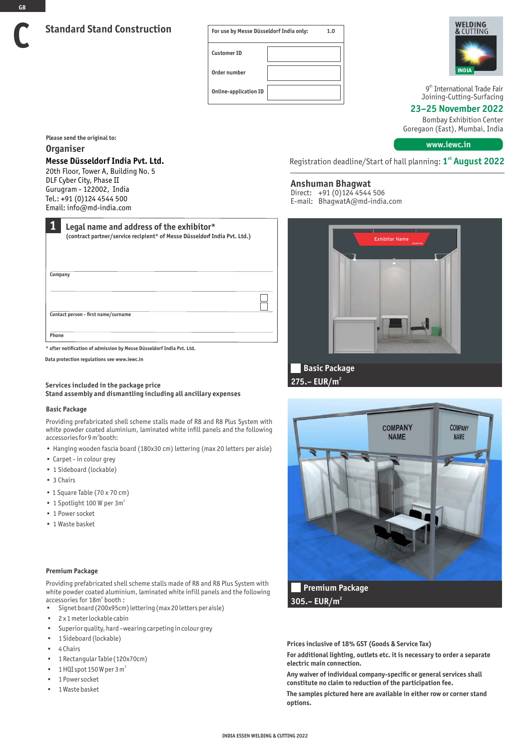# C Standard Stand Construction

| For use by Messe Düsseldorf India only: | 1.0 |
|---|---|
| Customer ID | |
| Order number | |
| Online-application ID | |

WELDING & CUTTING INDIA

9th International Trade Fair
Joining-Cutting-Surfacing

**23–25 November 2022**

Bombay Exhibition Center
Goregaon (East), Mumbai, India

**www.iewc.in**

Registration deadline/Start of hall planning: **1st August 2022**

**Anshuman Bhagwat**
Direct: +91 (0)124 4544 506
E-mail: BhagwatA@md-india.com

Please send the original to:

## Organiser

**Messe Düsseldorf India Pvt. Ltd.**
20th Floor, Tower A, Building No. 5
DLF Cyber City, Phase II
Gurugram - 122002, India
Tel.: +91 (0)124 4544 500
Email: info@md-india.com

## 1 Legal name and address of the exhibitor*

(contract partner/service recipient* of Messe Düsseldorf India Pvt. Ltd.)

Company

Contact person - first name/surname

Phone

\* after notification of admission by Messe Düsseldorf India Pvt. Ltd.

Data protection regulations see www.iewc.in

**Basic Package**
**275.– EUR/m²**

**Premium Package**
**305.– EUR/m²**

**Services included in the package price**
**Stand assembly and dismantling including all ancillary expenses**

### Basic Package

Providing prefabricated shell scheme stalls made of R8 and R8 Plus System with white powder coated aluminium, laminated white infill panels and the following accessories for 9 m² booth:

- Hanging wooden fascia board (180x30 cm) lettering (max 20 letters per aisle)
- Carpet - in colour grey
- 1 Sideboard (lockable)
- 3 Chairs
- 1 Square Table (70 x 70 cm)
- 1 Spotlight 100 W per 3m²
- 1 Power socket
- 1 Waste basket

### Premium Package

Providing prefabricated shell scheme stalls made of R8 and R8 Plus System with white powder coated aluminium, laminated white infill panels and the following accessories for 18m² booth :

- Signet board (200x95cm) lettering (max 20 letters per aisle)
- 2 x 1 meter lockable cabin
- Superior quality, hard –wearing carpeting in colour grey
- 1 Sideboard (lockable)
- 4 Chairs
- 1 Rectangular Table (120x70cm)
- 1 HQI spot 150 W per 3 m²
- 1 Power socket
- 1 Waste basket

**Prices inclusive of 18% GST (Goods & Service Tax)**

**For additional lighting, outlets etc. it is necessary to order a separate electric main connection.**

**Any waiver of individual company-specific or general services shall constitute no claim to reduction of the participation fee.**

**The samples pictured here are available in either row or corner stand options.**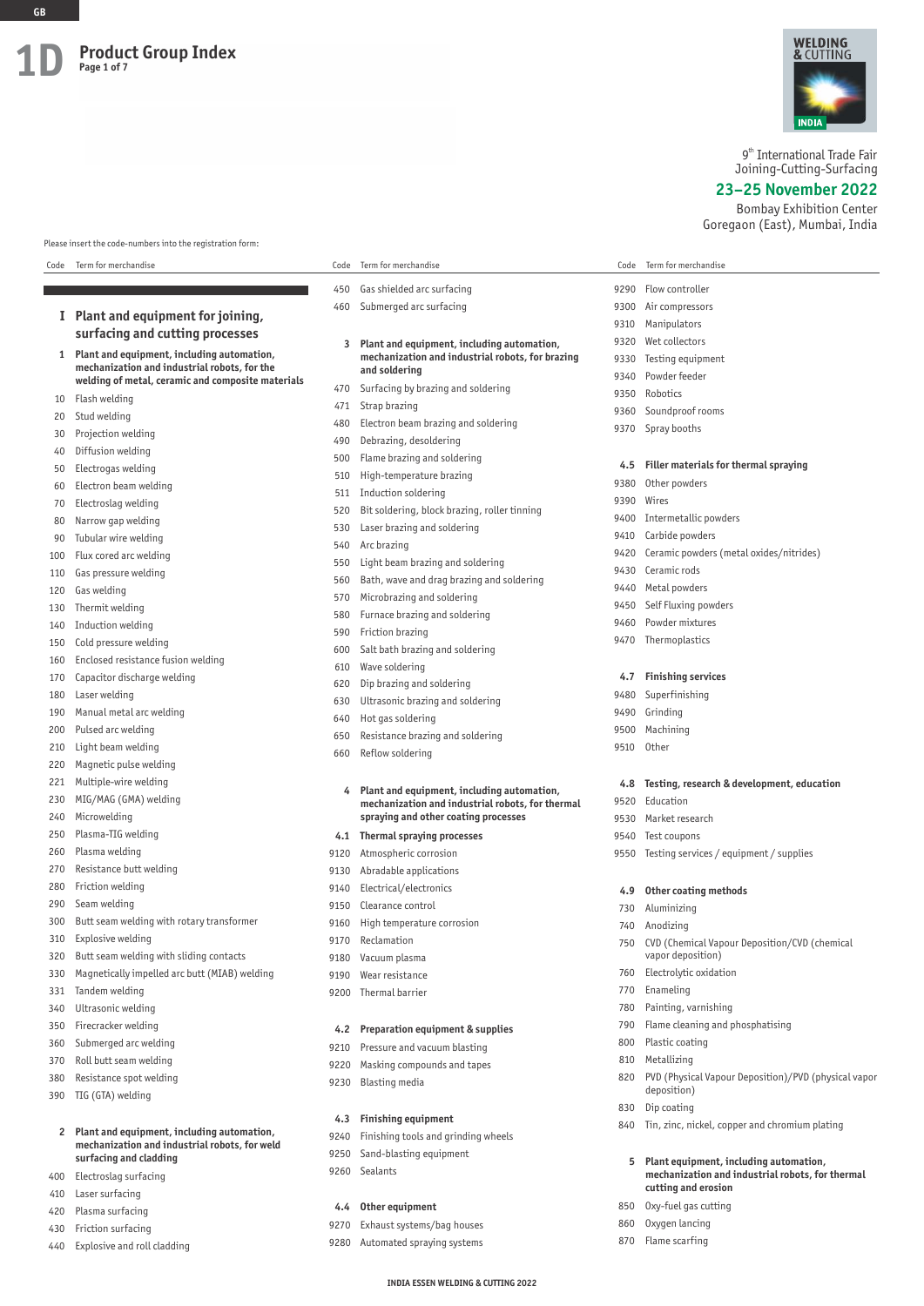# 1D Product Group Index

9th International Trade Fair
Joining-Cutting-Surfacing

**23–25 November 2022**

Bombay Exhibition Center
Goregaon (East), Mumbai, India

Please insert the code-numbers into the registration form:

## I Plant and equipment for joining, surfacing and cutting processes

### 1 Plant and equipment, including automation, mechanization and industrial robots, for the welding of metal, ceramic and composite materials

| Code | Term for merchandise |
|---|---|
| 10 | Flash welding |
| 20 | Stud welding |
| 30 | Projection welding |
| 40 | Diffusion welding |
| 50 | Electrogas welding |
| 60 | Electron beam welding |
| 70 | Electroslag welding |
| 80 | Narrow gap welding |
| 90 | Tubular wire welding |
| 100 | Flux cored arc welding |
| 110 | Gas pressure welding |
| 120 | Gas welding |
| 130 | Thermit welding |
| 140 | Induction welding |
| 150 | Cold pressure welding |
| 160 | Enclosed resistance fusion welding |
| 170 | Capacitor discharge welding |
| 180 | Laser welding |
| 190 | Manual metal arc welding |
| 200 | Pulsed arc welding |
| 210 | Light beam welding |
| 220 | Magnetic pulse welding |
| 221 | Multiple-wire welding |
| 230 | MIG/MAG (GMA) welding |
| 240 | Microwelding |
| 250 | Plasma-TIG welding |
| 260 | Plasma welding |
| 270 | Resistance butt welding |
| 280 | Friction welding |
| 290 | Seam welding |
| 300 | Butt seam welding with rotary transformer |
| 310 | Explosive welding |
| 320 | Butt seam welding with sliding contacts |
| 330 | Magnetically impelled arc butt (MIAB) welding |
| 331 | Tandem welding |
| 340 | Ultrasonic welding |
| 350 | Firecracker welding |
| 360 | Submerged arc welding |
| 370 | Roll butt seam welding |
| 380 | Resistance spot welding |
| 390 | TIG (GTA) welding |

### 2 Plant and equipment, including automation, mechanization and industrial robots, for weld surfacing and cladding

| Code | Term for merchandise |
|---|---|
| 400 | Electroslag surfacing |
| 410 | Laser surfacing |
| 420 | Plasma surfacing |
| 430 | Friction surfacing |
| 440 | Explosive and roll cladding |
| 450 | Gas shielded arc surfacing |
| 460 | Submerged arc surfacing |

### 3 Plant and equipment, including automation, mechanization and industrial robots, for brazing and soldering

| Code | Term for merchandise |
|---|---|
| 470 | Surfacing by brazing and soldering |
| 471 | Strap brazing |
| 480 | Electron beam brazing and soldering |
| 490 | Debrazing, desoldering |
| 500 | Flame brazing and soldering |
| 510 | High-temperature brazing |
| 511 | Induction soldering |
| 520 | Bit soldering, block brazing, roller tinning |
| 530 | Laser brazing and soldering |
| 540 | Arc brazing |
| 550 | Light beam brazing and soldering |
| 560 | Bath, wave and drag brazing and soldering |
| 570 | Microbrazing and soldering |
| 580 | Furnace brazing and soldering |
| 590 | Friction brazing |
| 600 | Salt bath brazing and soldering |
| 610 | Wave soldering |
| 620 | Dip brazing and soldering |
| 630 | Ultrasonic brazing and soldering |
| 640 | Hot gas soldering |
| 650 | Resistance brazing and soldering |
| 660 | Reflow soldering |

### 4 Plant and equipment, including automation, mechanization and industrial robots, for thermal spraying and other coating processes

#### 4.1 Thermal spraying processes

| Code | Term for merchandise |
|---|---|
| 9120 | Atmospheric corrosion |
| 9130 | Abradable applications |
| 9140 | Electrical/electronics |
| 9150 | Clearance control |
| 9160 | High temperature corrosion |
| 9170 | Reclamation |
| 9180 | Vacuum plasma |
| 9190 | Wear resistance |
| 9200 | Thermal barrier |

#### 4.2 Preparation equipment & supplies

| Code | Term for merchandise |
|---|---|
| 9210 | Pressure and vacuum blasting |
| 9220 | Masking compounds and tapes |
| 9230 | Blasting media |

#### 4.3 Finishing equipment

| Code | Term for merchandise |
|---|---|
| 9240 | Finishing tools and grinding wheels |
| 9250 | Sand-blasting equipment |
| 9260 | Sealants |

#### 4.4 Other equipment

| Code | Term for merchandise |
|---|---|
| 9270 | Exhaust systems/bag houses |
| 9280 | Automated spraying systems |
| 9290 | Flow controller |
| 9300 | Air compressors |
| 9310 | Manipulators |
| 9320 | Wet collectors |
| 9330 | Testing equipment |
| 9340 | Powder feeder |
| 9350 | Robotics |
| 9360 | Soundproof rooms |
| 9370 | Spray booths |

#### 4.5 Filler materials for thermal spraying

| Code | Term for merchandise |
|---|---|
| 9380 | Other powders |
| 9390 | Wires |
| 9400 | Intermetallic powders |
| 9410 | Carbide powders |
| 9420 | Ceramic powders (metal oxides/nitrides) |
| 9430 | Ceramic rods |
| 9440 | Metal powders |
| 9450 | Self Fluxing powders |
| 9460 | Powder mixtures |
| 9470 | Thermoplastics |

#### 4.7 Finishing services

| Code | Term for merchandise |
|---|---|
| 9480 | Superfinishing |
| 9490 | Grinding |
| 9500 | Machining |
| 9510 | Other |

#### 4.8 Testing, research & development, education

| Code | Term for merchandise |
|---|---|
| 9520 | Education |
| 9530 | Market research |
| 9540 | Test coupons |
| 9550 | Testing services / equipment / supplies |

#### 4.9 Other coating methods

| Code | Term for merchandise |
|---|---|
| 730 | Aluminizing |
| 740 | Anodizing |
| 750 | CVD (Chemical Vapour Deposition/CVD (chemical vapor deposition) |
| 760 | Electrolytic oxidation |
| 770 | Enameling |
| 780 | Painting, varnishing |
| 790 | Flame cleaning and phosphatising |
| 800 | Plastic coating |
| 810 | Metallizing |
| 820 | PVD (Physical Vapour Deposition)/PVD (physical vapor deposition) |
| 830 | Dip coating |
| 840 | Tin, zinc, nickel, copper and chromium plating |

### 5 Plant equipment, including automation, mechanization and industrial robots, for thermal cutting and erosion

| Code | Term for merchandise |
|---|---|
| 850 | Oxy-fuel gas cutting |
| 860 | Oxygen lancing |
| 870 | Flame scarfing |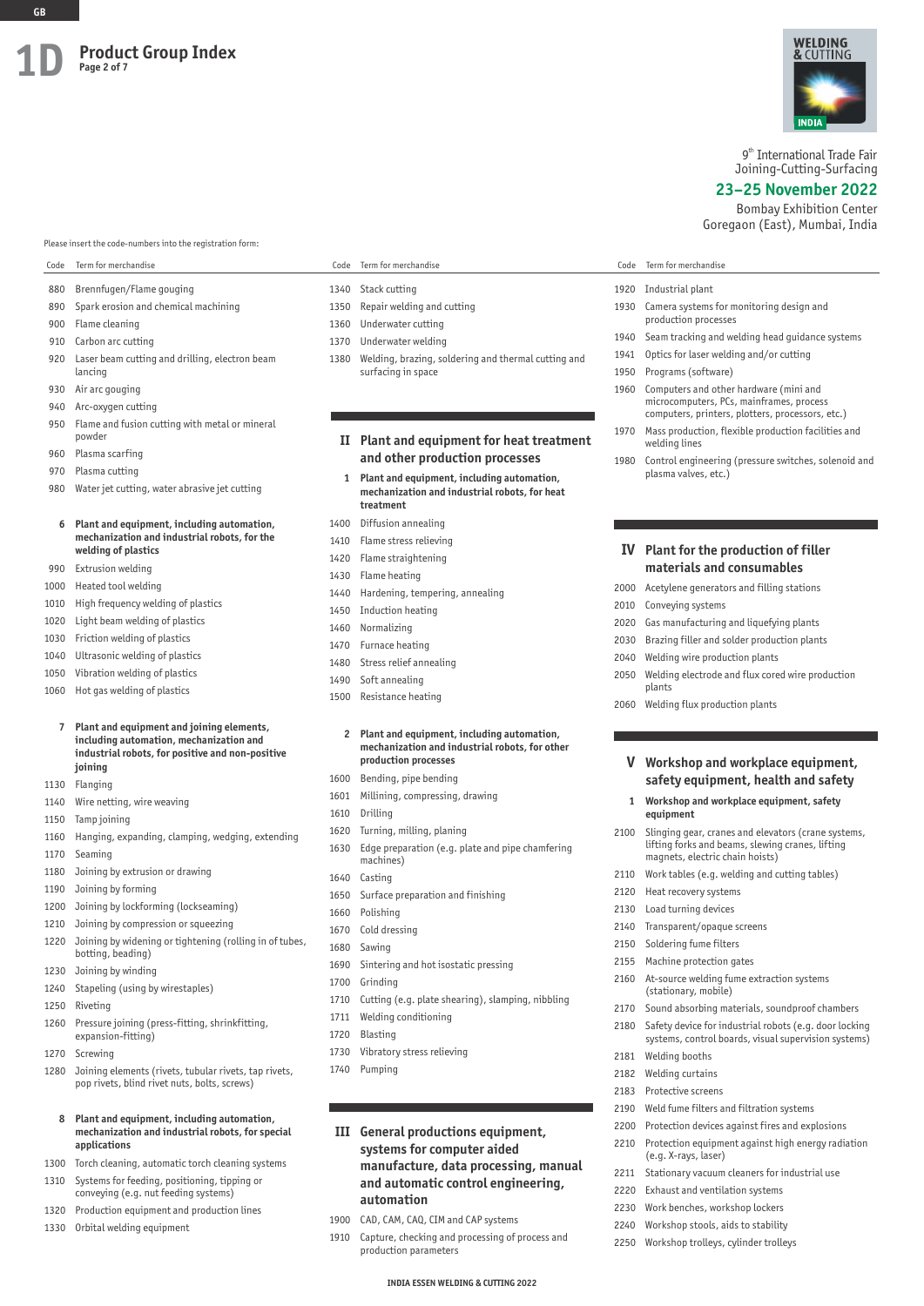# 1D Product Group Index

Page 2 of 7

9th International Trade Fair
Joining-Cutting-Surfacing

**23–25 November 2022**

Bombay Exhibition Center
Goregaon (East), Mumbai, India

Please insert the code-numbers into the registration form:

| Code | Term for merchandise |
|---|---|
| 880 | Brennfugen/Flame gouging |
| 890 | Spark erosion and chemical machining |
| 900 | Flame cleaning |
| 910 | Carbon arc cutting |
| 920 | Laser beam cutting and drilling, electron beam lancing |
| 930 | Air arc gouging |
| 940 | Arc-oxygen cutting |
| 950 | Flame and fusion cutting with metal or mineral powder |
| 960 | Plasma scarfing |
| 970 | Plasma cutting |
| 980 | Water jet cutting, water abrasive jet cutting |

**6 Plant and equipment, including automation, mechanization and industrial robots, for the welding of plastics**

| Code | Term for merchandise |
|---|---|
| 990 | Extrusion welding |
| 1000 | Heated tool welding |
| 1010 | High frequency welding of plastics |
| 1020 | Light beam welding of plastics |
| 1030 | Friction welding of plastics |
| 1040 | Ultrasonic welding of plastics |
| 1050 | Vibration welding of plastics |
| 1060 | Hot gas welding of plastics |

**7 Plant and equipment and joining elements, including automation, mechanization and industrial robots, for positive and non-positive joining**

| Code | Term for merchandise |
|---|---|
| 1130 | Flanging |
| 1140 | Wire netting, wire weaving |
| 1150 | Tamp joining |
| 1160 | Hanging, expanding, clamping, wedging, extending |
| 1170 | Seaming |
| 1180 | Joining by extrusion or drawing |
| 1190 | Joining by forming |
| 1200 | Joining by lockforming (lockseaming) |
| 1210 | Joining by compression or squeezing |
| 1220 | Joining by widening or tightening (rolling in of tubes, botting, beading) |
| 1230 | Joining by winding |
| 1240 | Stapeling (using by wirestaples) |
| 1250 | Riveting |
| 1260 | Pressure joining (press-fitting, shrinkfitting, expansion-fitting) |
| 1270 | Screwing |
| 1280 | Joining elements (rivets, tubular rivets, tap rivets, pop rivets, blind rivet nuts, bolts, screws) |

**8 Plant and equipment, including automation, mechanization and industrial robots, for special applications**

| Code | Term for merchandise |
|---|---|
| 1300 | Torch cleaning, automatic torch cleaning systems |
| 1310 | Systems for feeding, positioning, tipping or conveying (e.g. nut feeding systems) |
| 1320 | Production equipment and production lines |
| 1330 | Orbital welding equipment |
| 1340 | Stack cutting |
| 1350 | Repair welding and cutting |
| 1360 | Underwater cutting |
| 1370 | Underwater welding |
| 1380 | Welding, brazing, soldering and thermal cutting and surfacing in space |

## II Plant and equipment for heat treatment and other production processes

**1 Plant and equipment, including automation, mechanization and industrial robots, for heat treatment**

| Code | Term for merchandise |
|---|---|
| 1400 | Diffusion annealing |
| 1410 | Flame stress relieving |
| 1420 | Flame straightening |
| 1430 | Flame heating |
| 1440 | Hardening, tempering, annealing |
| 1450 | Induction heating |
| 1460 | Normalizing |
| 1470 | Furnace heating |
| 1480 | Stress relief annealing |
| 1490 | Soft annealing |
| 1500 | Resistance heating |

**2 Plant and equipment, including automation, mechanization and industrial robots, for other production processes**

| Code | Term for merchandise |
|---|---|
| 1600 | Bending, pipe bending |
| 1601 | Millining, compressing, drawing |
| 1610 | Drilling |
| 1620 | Turning, milling, planing |
| 1630 | Edge preparation (e.g. plate and pipe chamfering machines) |
| 1640 | Casting |
| 1650 | Surface preparation and finishing |
| 1660 | Polishing |
| 1670 | Cold dressing |
| 1680 | Sawing |
| 1690 | Sintering and hot isostatic pressing |
| 1700 | Grinding |
| 1710 | Cutting (e.g. plate shearing), slamping, nibbling |
| 1711 | Welding conditioning |
| 1720 | Blasting |
| 1730 | Vibratory stress relieving |
| 1740 | Pumping |

## III General productions equipment, systems for computer aided manufacture, data processing, manual and automatic control engineering, automation

| Code | Term for merchandise |
|---|---|
| 1900 | CAD, CAM, CAQ, CIM and CAP systems |
| 1910 | Capture, checking and processing of process and production parameters |
| 1920 | Industrial plant |
| 1930 | Camera systems for monitoring design and production processes |
| 1940 | Seam tracking and welding head guidance systems |
| 1941 | Optics for laser welding and/or cutting |
| 1950 | Programs (software) |
| 1960 | Computers and other hardware (mini and microcomputers, PCs, mainframes, process computers, printers, plotters, processors, etc.) |
| 1970 | Mass production, flexible production facilities and welding lines |
| 1980 | Control engineering (pressure switches, solenoid and plasma valves, etc.) |

## IV Plant for the production of filler materials and consumables

| Code | Term for merchandise |
|---|---|
| 2000 | Acetylene generators and filling stations |
| 2010 | Conveying systems |
| 2020 | Gas manufacturing and liquefying plants |
| 2030 | Brazing filler and solder production plants |
| 2040 | Welding wire production plants |
| 2050 | Welding electrode and flux cored wire production plants |
| 2060 | Welding flux production plants |

## V Workshop and workplace equipment, safety equipment, health and safety

**1 Workshop and workplace equipment, safety equipment**

| Code | Term for merchandise |
|---|---|
| 2100 | Slinging gear, cranes and elevators (crane systems, lifting forks and beams, slewing cranes, lifting magnets, electric chain hoists) |
| 2110 | Work tables (e.g. welding and cutting tables) |
| 2120 | Heat recovery systems |
| 2130 | Load turning devices |
| 2140 | Transparent/opaque screens |
| 2150 | Soldering fume filters |
| 2155 | Machine protection gates |
| 2160 | At-source welding fume extraction systems (stationary, mobile) |
| 2170 | Sound absorbing materials, soundproof chambers |
| 2180 | Safety device for industrial robots (e.g. door locking systems, control boards, visual supervision systems) |
| 2181 | Welding booths |
| 2182 | Welding curtains |
| 2183 | Protective screens |
| 2190 | Weld fume filters and filtration systems |
| 2200 | Protection devices against fires and explosions |
| 2210 | Protection equipment against high energy radiation (e.g. X-rays, laser) |
| 2211 | Stationary vacuum cleaners for industrial use |
| 2220 | Exhaust and ventilation systems |
| 2230 | Work benches, workshop lockers |
| 2240 | Workshop stools, aids to stability |
| 2250 | Workshop trolleys, cylinder trolleys |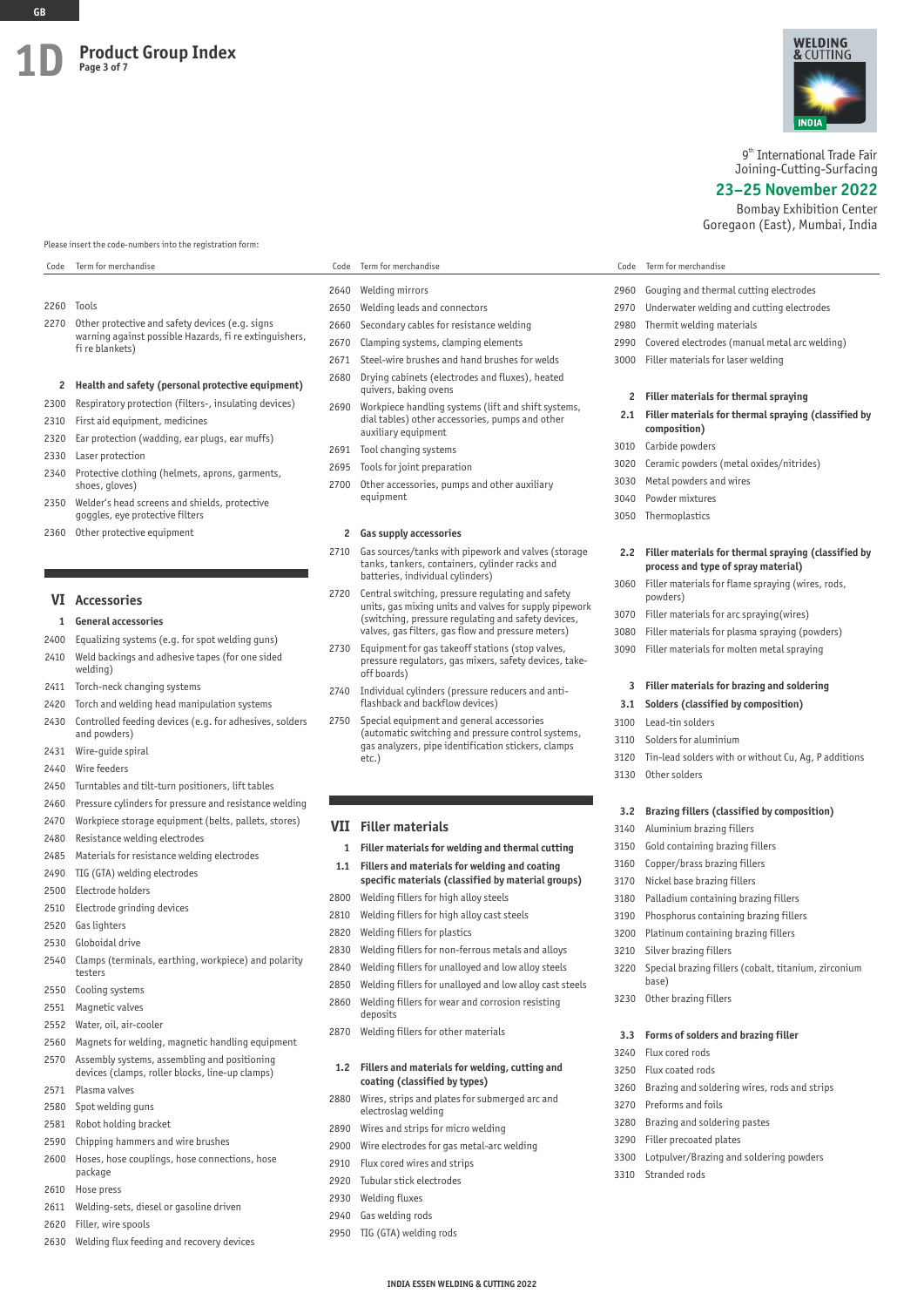# 1D Product Group Index

9th International Trade Fair
Joining-Cutting-Surfacing

**23–25 November 2022**

Bombay Exhibition Center
Goregaon (East), Mumbai, India

Please insert the code-numbers into the registration form:

| Code | Term for merchandise |
|---|---|
| 2260 | Tools |
| 2270 | Other protective and safety devices (e.g. signs warning against possible Hazards, fi re extinguishers, fi re blankets) |
| **2** | **Health and safety (personal protective equipment)** |
| 2300 | Respiratory protection (filters-, insulating devices) |
| 2310 | First aid equipment, medicines |
| 2320 | Ear protection (wadding, ear plugs, ear muffs) |
| 2330 | Laser protection |
| 2340 | Protective clothing (helmets, aprons, garments, shoes, gloves) |
| 2350 | Welder's head screens and shields, protective goggles, eye protective filters |
| 2360 | Other protective equipment |

## VI Accessories

| Code | Term for merchandise |
|---|---|
| **1** | **General accessories** |
| 2400 | Equalizing systems (e.g. for spot welding guns) |
| 2410 | Weld backings and adhesive tapes (for one sided welding) |
| 2411 | Torch-neck changing systems |
| 2420 | Torch and welding head manipulation systems |
| 2430 | Controlled feeding devices (e.g. for adhesives, solders and powders) |
| 2431 | Wire-guide spiral |
| 2440 | Wire feeders |
| 2450 | Turntables and tilt-turn positioners, lift tables |
| 2460 | Pressure cylinders for pressure and resistance welding |
| 2470 | Workpiece storage equipment (belts, pallets, stores) |
| 2480 | Resistance welding electrodes |
| 2485 | Materials for resistance welding electrodes |
| 2490 | TIG (GTA) welding electrodes |
| 2500 | Electrode holders |
| 2510 | Electrode grinding devices |
| 2520 | Gas lighters |
| 2530 | Globoidal drive |
| 2540 | Clamps (terminals, earthing, workpiece) and polarity testers |
| 2550 | Cooling systems |
| 2551 | Magnetic valves |
| 2552 | Water, oil, air-cooler |
| 2560 | Magnets for welding, magnetic handling equipment |
| 2570 | Assembly systems, assembling and positioning devices (clamps, roller blocks, line-up clamps) |
| 2571 | Plasma valves |
| 2580 | Spot welding guns |
| 2581 | Robot holding bracket |
| 2590 | Chipping hammers and wire brushes |
| 2600 | Hoses, hose couplings, hose connections, hose package |
| 2610 | Hose press |
| 2611 | Welding-sets, diesel or gasoline driven |
| 2620 | Filler, wire spools |
| 2630 | Welding flux feeding and recovery devices |
| 2640 | Welding mirrors |
| 2650 | Welding leads and connectors |
| 2660 | Secondary cables for resistance welding |
| 2670 | Clamping systems, clamping elements |
| 2671 | Steel-wire brushes and hand brushes for welds |
| 2680 | Drying cabinets (electrodes and fluxes), heated quivers, baking ovens |
| 2690 | Workpiece handling systems (lift and shift systems, dial tables) other accessories, pumps and other auxiliary equipment |
| 2691 | Tool changing systems |
| 2695 | Tools for joint preparation |
| 2700 | Other accessories, pumps and other auxiliary equipment |
| **2** | **Gas supply accessories** |
| 2710 | Gas sources/tanks with pipework and valves (storage tanks, tankers, containers, cylinder racks and batteries, individual cylinders) |
| 2720 | Central switching, pressure regulating and safety units, gas mixing units and valves for supply pipework (switching, pressure regulating and safety devices, valves, gas filters, gas flow and pressure meters) |
| 2730 | Equipment for gas takeoff stations (stop valves, pressure regulators, gas mixers, safety devices, take-off boards) |
| 2740 | Individual cylinders (pressure reducers and anti-flashback and backflow devices) |
| 2750 | Special equipment and general accessories (automatic switching and pressure control systems, gas analyzers, pipe identification stickers, clamps etc.) |

## VII Filler materials

| Code | Term for merchandise |
|---|---|
| **1** | **Filler materials for welding and thermal cutting** |
| **1.1** | **Fillers and materials for welding and coating specific materials (classified by material groups)** |
| 2800 | Welding fillers for high alloy steels |
| 2810 | Welding fillers for high alloy cast steels |
| 2820 | Welding fillers for plastics |
| 2830 | Welding fillers for non-ferrous metals and alloys |
| 2840 | Welding fillers for unalloyed and low alloy steels |
| 2850 | Welding fillers for unalloyed and low alloy cast steels |
| 2860 | Welding fillers for wear and corrosion resisting deposits |
| 2870 | Welding fillers for other materials |
| **1.2** | **Fillers and materials for welding, cutting and coating (classified by types)** |
| 2880 | Wires, strips and plates for submerged arc and electroslag welding |
| 2890 | Wires and strips for micro welding |
| 2900 | Wire electrodes for gas metal-arc welding |
| 2910 | Flux cored wires and strips |
| 2920 | Tubular stick electrodes |
| 2930 | Welding fluxes |
| 2940 | Gas welding rods |
| 2950 | TIG (GTA) welding rods |
| 2960 | Gouging and thermal cutting electrodes |
| 2970 | Underwater welding and cutting electrodes |
| 2980 | Thermit welding materials |
| 2990 | Covered electrodes (manual metal arc welding) |
| 3000 | Filler materials for laser welding |
| **2** | **Filler materials for thermal spraying** |
| **2.1** | **Filler materials for thermal spraying (classified by composition)** |
| 3010 | Carbide powders |
| 3020 | Ceramic powders (metal oxides/nitrides) |
| 3030 | Metal powders and wires |
| 3040 | Powder mixtures |
| 3050 | Thermoplastics |
| **2.2** | **Filler materials for thermal spraying (classified by process and type of spray material)** |
| 3060 | Filler materials for flame spraying (wires, rods, powders) |
| 3070 | Filler materials for arc spraying(wires) |
| 3080 | Filler materials for plasma spraying (powders) |
| 3090 | Filler materials for molten metal spraying |
| **3** | **Filler materials for brazing and soldering** |
| **3.1** | **Solders (classified by composition)** |
| 3100 | Lead-tin solders |
| 3110 | Solders for aluminium |
| 3120 | Tin-lead solders with or without Cu, Ag, P additions |
| 3130 | Other solders |
| **3.2** | **Brazing fillers (classified by composition)** |
| 3140 | Aluminium brazing fillers |
| 3150 | Gold containing brazing fillers |
| 3160 | Copper/brass brazing fillers |
| 3170 | Nickel base brazing fillers |
| 3180 | Palladium containing brazing fillers |
| 3190 | Phosphorus containing brazing fillers |
| 3200 | Platinum containing brazing fillers |
| 3210 | Silver brazing fillers |
| 3220 | Special brazing fillers (cobalt, titanium, zirconium base) |
| 3230 | Other brazing fillers |
| **3.3** | **Forms of solders and brazing filler** |
| 3240 | Flux cored rods |
| 3250 | Flux coated rods |
| 3260 | Brazing and soldering wires, rods and strips |
| 3270 | Preforms and foils |
| 3280 | Brazing and soldering pastes |
| 3290 | Filler precoated plates |
| 3300 | Lotpulver/Brazing and soldering powders |
| 3310 | Stranded rods |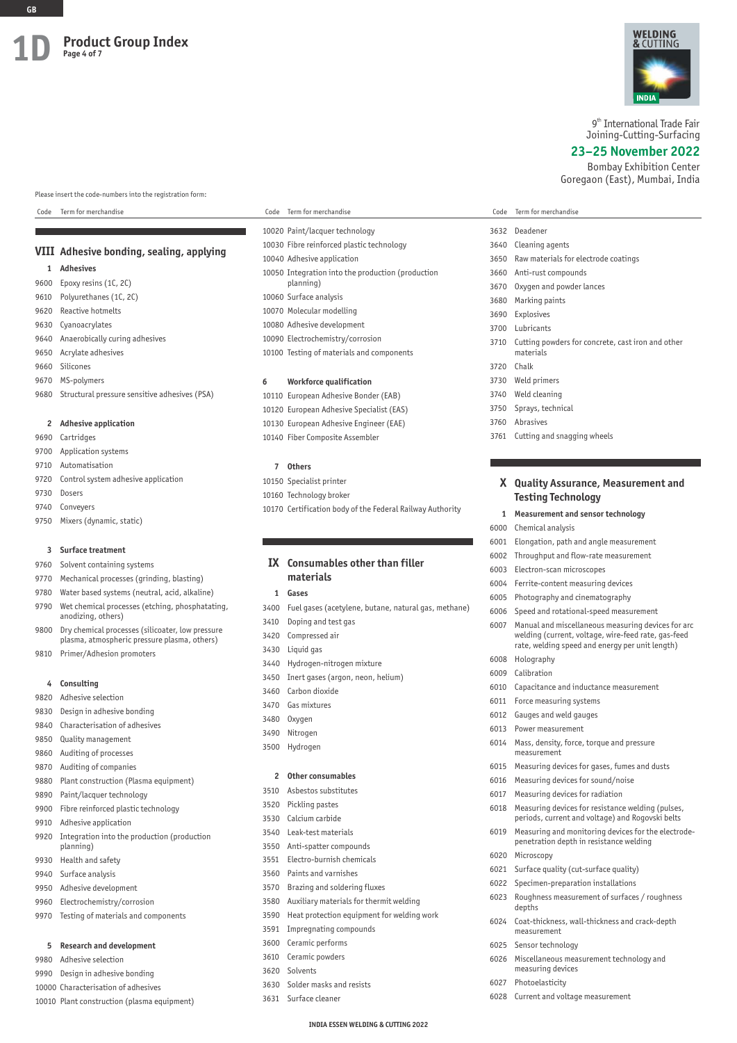# 1D Product Group Index

Page 4 of 7

WELDING & CUTTING INDIA

9th International Trade Fair
Joining-Cutting-Surfacing

**23–25 November 2022**

Bombay Exhibition Center
Goregaon (East), Mumbai, India

Please insert the code-numbers into the registration form:

| Code | Term for merchandise |
|---|---|

## VIII Adhesive bonding, sealing, applying

### 1 Adhesives

| Code | Term for merchandise |
|---|---|
| 9600 | Epoxy resins (1C, 2C) |
| 9610 | Polyurethanes (1C, 2C) |
| 9620 | Reactive hotmelts |
| 9630 | Cyanoacrylates |
| 9640 | Anaerobically curing adhesives |
| 9650 | Acrylate adhesives |
| 9660 | Silicones |
| 9670 | MS-polymers |
| 9680 | Structural pressure sensitive adhesives (PSA) |

### 2 Adhesive application

| Code | Term for merchandise |
|---|---|
| 9690 | Cartridges |
| 9700 | Application systems |
| 9710 | Automatisation |
| 9720 | Control system adhesive application |
| 9730 | Dosers |
| 9740 | Conveyers |
| 9750 | Mixers (dynamic, static) |

### 3 Surface treatment

| Code | Term for merchandise |
|---|---|
| 9760 | Solvent containing systems |
| 9770 | Mechanical processes (grinding, blasting) |
| 9780 | Water based systems (neutral, acid, alkaline) |
| 9790 | Wet chemical processes (etching, phosphatating, anodizing, others) |
| 9800 | Dry chemical processes (silicoater, low pressure plasma, atmospheric pressure plasma, others) |
| 9810 | Primer/Adhesion promoters |

### 4 Consulting

| Code | Term for merchandise |
|---|---|
| 9820 | Adhesive selection |
| 9830 | Design in adhesive bonding |
| 9840 | Characterisation of adhesives |
| 9850 | Quality management |
| 9860 | Auditing of processes |
| 9870 | Auditing of companies |
| 9880 | Plant construction (Plasma equipment) |
| 9890 | Paint/lacquer technology |
| 9900 | Fibre reinforced plastic technology |
| 9910 | Adhesive application |
| 9920 | Integration into the production (production planning) |
| 9930 | Health and safety |
| 9940 | Surface analysis |
| 9950 | Adhesive development |
| 9960 | Electrochemistry/corrosion |
| 9970 | Testing of materials and components |

### 5 Research and development

| Code | Term for merchandise |
|---|---|
| 9980 | Adhesive selection |
| 9990 | Design in adhesive bonding |
| 10000 | Characterisation of adhesives |
| 10010 | Plant construction (plasma equipment) |
| 10020 | Paint/lacquer technology |
| 10030 | Fibre reinforced plastic technology |
| 10040 | Adhesive application |
| 10050 | Integration into the production (production planning) |
| 10060 | Surface analysis |
| 10070 | Molecular modelling |
| 10080 | Adhesive development |
| 10090 | Electrochemistry/corrosion |
| 10100 | Testing of materials and components |

### 6 Workforce qualification

| Code | Term for merchandise |
|---|---|
| 10110 | European Adhesive Bonder (EAB) |
| 10120 | European Adhesive Specialist (EAS) |
| 10130 | European Adhesive Engineer (EAE) |
| 10140 | Fiber Composite Assembler |

### 7 Others

| Code | Term for merchandise |
|---|---|
| 10150 | Specialist printer |
| 10160 | Technology broker |
| 10170 | Certification body of the Federal Railway Authority |

## IX Consumables other than filler materials

### 1 Gases

| Code | Term for merchandise |
|---|---|
| 3400 | Fuel gases (acetylene, butane, natural gas, methane) |
| 3410 | Doping and test gas |
| 3420 | Compressed air |
| 3430 | Liquid gas |
| 3440 | Hydrogen-nitrogen mixture |
| 3450 | Inert gases (argon, neon, helium) |
| 3460 | Carbon dioxide |
| 3470 | Gas mixtures |
| 3480 | Oxygen |
| 3490 | Nitrogen |
| 3500 | Hydrogen |

### 2 Other consumables

| Code | Term for merchandise |
|---|---|
| 3510 | Asbestos substitutes |
| 3520 | Pickling pastes |
| 3530 | Calcium carbide |
| 3540 | Leak-test materials |
| 3550 | Anti-spatter compounds |
| 3551 | Electro-burnish chemicals |
| 3560 | Paints and varnishes |
| 3570 | Brazing and soldering fluxes |
| 3580 | Auxiliary materials for thermit welding |
| 3590 | Heat protection equipment for welding work |
| 3591 | Impregnating compounds |
| 3600 | Ceramic performs |
| 3610 | Ceramic powders |
| 3620 | Solvents |
| 3630 | Solder masks and resists |
| 3631 | Surface cleaner |
| 3632 | Deadener |
| 3640 | Cleaning agents |
| 3650 | Raw materials for electrode coatings |
| 3660 | Anti-rust compounds |
| 3670 | Oxygen and powder lances |
| 3680 | Marking paints |
| 3690 | Explosives |
| 3700 | Lubricants |
| 3710 | Cutting powders for concrete, cast iron and other materials |
| 3720 | Chalk |
| 3730 | Weld primers |
| 3740 | Weld cleaning |
| 3750 | Sprays, technical |
| 3760 | Abrasives |
| 3761 | Cutting and snagging wheels |

## X Quality Assurance, Measurement and Testing Technology

### 1 Measurement and sensor technology

| Code | Term for merchandise |
|---|---|
| 6000 | Chemical analysis |
| 6001 | Elongation, path and angle measurement |
| 6002 | Throughput and flow-rate measurement |
| 6003 | Electron-scan microscopes |
| 6004 | Ferrite-content measuring devices |
| 6005 | Photography and cinematography |
| 6006 | Speed and rotational-speed measurement |
| 6007 | Manual and miscellaneous measuring devices for arc welding (current, voltage, wire-feed rate, gas-feed rate, welding speed and energy per unit length) |
| 6008 | Holography |
| 6009 | Calibration |
| 6010 | Capacitance and inductance measurement |
| 6011 | Force measuring systems |
| 6012 | Gauges and weld gauges |
| 6013 | Power measurement |
| 6014 | Mass, density, force, torque and pressure measurement |
| 6015 | Measuring devices for gases, fumes and dusts |
| 6016 | Measuring devices for sound/noise |
| 6017 | Measuring devices for radiation |
| 6018 | Measuring devices for resistance welding (pulses, periods, current and voltage) and Rogovski belts |
| 6019 | Measuring and monitoring devices for the electrode-penetration depth in resistance welding |
| 6020 | Microscopy |
| 6021 | Surface quality (cut-surface quality) |
| 6022 | Specimen-preparation installations |
| 6023 | Roughness measurement of surfaces / roughness depths |
| 6024 | Coat-thickness, wall-thickness and crack-depth measurement |
| 6025 | Sensor technology |
| 6026 | Miscellaneous measurement technology and measuring devices |
| 6027 | Photoelasticity |
| 6028 | Current and voltage measurement |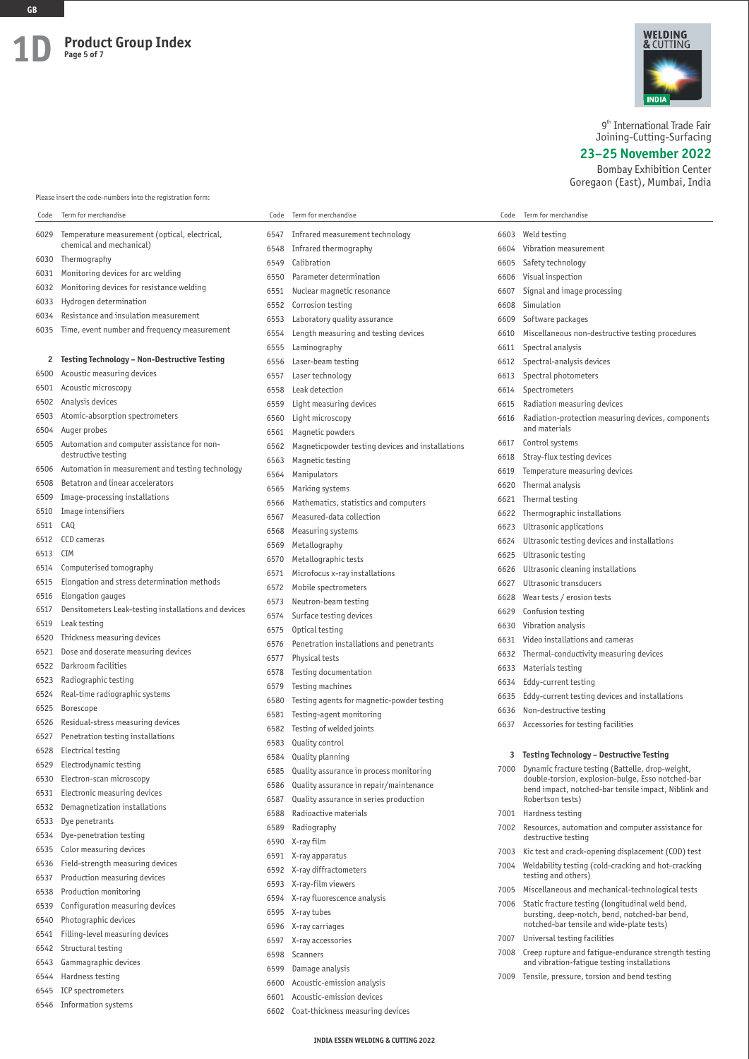# 1D Product Group Index

Page 5 of 7

WELDING & CUTTING INDIA

9th International Trade Fair
Joining-Cutting-Surfacing
**23–25 November 2022**
Bombay Exhibition Center
Goregaon (East), Mumbai, India

Please insert the code-numbers into the registration form:

| Code | Term for merchandise |
|---|---|
| 6029 | Temperature measurement (optical, electrical, chemical and mechanical) |
| 6030 | Thermography |
| 6031 | Monitoring devices for arc welding |
| 6032 | Monitoring devices for resistance welding |
| 6033 | Hydrogen determination |
| 6034 | Resistance and insulation measurement |
| 6035 | Time, event number and frequency measurement |

## 2 Testing Technology – Non-Destructive Testing

| Code | Term for merchandise |
|---|---|
| 6500 | Acoustic measuring devices |
| 6501 | Acoustic microscopy |
| 6502 | Analysis devices |
| 6503 | Atomic-absorption spectrometers |
| 6504 | Auger probes |
| 6505 | Automation and computer assistance for non-destructive testing |
| 6506 | Automation in measurement and testing technology |
| 6508 | Betatron and linear accelerators |
| 6509 | Image-processing installations |
| 6510 | Image intensifiers |
| 6511 | CAQ |
| 6512 | CCD cameras |
| 6513 | CIM |
| 6514 | Computerised tomography |
| 6515 | Elongation and stress determination methods |
| 6516 | Elongation gauges |
| 6517 | Densitometers Leak-testing installations and devices |
| 6519 | Leak testing |
| 6520 | Thickness measuring devices |
| 6521 | Dose and doserate measuring devices |
| 6522 | Darkroom facilities |
| 6523 | Radiographic testing |
| 6524 | Real-time radiographic systems |
| 6525 | Borescope |
| 6526 | Residual-stress measuring devices |
| 6527 | Penetration testing installations |
| 6528 | Electrical testing |
| 6529 | Electrodynamic testing |
| 6530 | Electron-scan microscopy |
| 6531 | Electronic measuring devices |
| 6532 | Demagnetization installations |
| 6533 | Dye penetrants |
| 6534 | Dye-penetration testing |
| 6535 | Color measuring devices |
| 6536 | Field-strength measuring devices |
| 6537 | Production measuring devices |
| 6538 | Production monitoring |
| 6539 | Configuration measuring devices |
| 6540 | Photographic devices |
| 6541 | Filling-level measuring devices |
| 6542 | Structural testing |
| 6543 | Gammagraphic devices |
| 6544 | Hardness testing |
| 6545 | ICP spectrometers |
| 6546 | Information systems |
| 6547 | Infrared measurement technology |
| 6548 | Infrared thermography |
| 6549 | Calibration |
| 6550 | Parameter determination |
| 6551 | Nuclear magnetic resonance |
| 6552 | Corrosion testing |
| 6553 | Laboratory quality assurance |
| 6554 | Length measuring and testing devices |
| 6555 | Laminography |
| 6556 | Laser-beam testing |
| 6557 | Laser technology |
| 6558 | Leak detection |
| 6559 | Light measuring devices |
| 6560 | Light microscopy |
| 6561 | Magnetic powders |
| 6562 | Magneticpowder testing devices and installations |
| 6563 | Magnetic testing |
| 6564 | Manipulators |
| 6565 | Marking systems |
| 6566 | Mathematics, statistics and computers |
| 6567 | Measured-data collection |
| 6568 | Measuring systems |
| 6569 | Metallography |
| 6570 | Metallographic tests |
| 6571 | Microfocus x-ray installations |
| 6572 | Mobile spectrometers |
| 6573 | Neutron-beam testing |
| 6574 | Surface testing devices |
| 6575 | Optical testing |
| 6576 | Penetration installations and penetrants |
| 6577 | Physical tests |
| 6578 | Testing documentation |
| 6579 | Testing machines |
| 6580 | Testing agents for magnetic-powder testing |
| 6581 | Testing-agent monitoring |
| 6582 | Testing of welded joints |
| 6583 | Quality control |
| 6584 | Quality planning |
| 6585 | Quality assurance in process monitoring |
| 6586 | Quality assurance in repair/maintenance |
| 6587 | Quality assurance in series production |
| 6588 | Radioactive materials |
| 6589 | Radiography |
| 6590 | X-ray film |
| 6591 | X-ray apparatus |
| 6592 | X-ray diffractometers |
| 6593 | X-ray-film viewers |
| 6594 | X-ray fluorescence analysis |
| 6595 | X-ray tubes |
| 6596 | X-ray carriages |
| 6597 | X-ray accessories |
| 6598 | Scanners |
| 6599 | Damage analysis |
| 6600 | Acoustic-emission analysis |
| 6601 | Acoustic-emission devices |
| 6602 | Coat-thickness measuring devices |
| 6603 | Weld testing |
| 6604 | Vibration measurement |
| 6605 | Safety technology |
| 6606 | Visual inspection |
| 6607 | Signal and image processing |
| 6608 | Simulation |
| 6609 | Software packages |
| 6610 | Miscellaneous non-destructive testing procedures |
| 6611 | Spectral analysis |
| 6612 | Spectral-analysis devices |
| 6613 | Spectral photometers |
| 6614 | Spectrometers |
| 6615 | Radiation measuring devices |
| 6616 | Radiation-protection measuring devices, components and materials |
| 6617 | Control systems |
| 6618 | Stray-flux testing devices |
| 6619 | Temperature measuring devices |
| 6620 | Thermal analysis |
| 6621 | Thermal testing |
| 6622 | Thermographic installations |
| 6623 | Ultrasonic applications |
| 6624 | Ultrasonic testing devices and installations |
| 6625 | Ultrasonic testing |
| 6626 | Ultrasonic cleaning installations |
| 6627 | Ultrasonic transducers |
| 6628 | Wear tests / erosion tests |
| 6629 | Confusion testing |
| 6630 | Vibration analysis |
| 6631 | Video installations and cameras |
| 6632 | Thermal-conductivity measuring devices |
| 6633 | Materials testing |
| 6634 | Eddy-current testing |
| 6635 | Eddy-current testing devices and installations |
| 6636 | Non-destructive testing |
| 6637 | Accessories for testing facilities |

## 3 Testing Technology – Destructive Testing

| Code | Term for merchandise |
|---|---|
| 7000 | Dynamic fracture testing (Battelle, drop-weight, double-torsion, explosion-bulge, Esso notched-bar bend impact, notched-bar tensile impact, Niblink and Robertson tests) |
| 7001 | Hardness testing |
| 7002 | Resources, automation and computer assistance for destructive testing |
| 7003 | Kic test and crack-opening displacement (COD) test |
| 7004 | Weldability testing (cold-cracking and hot-cracking testing and others) |
| 7005 | Miscellaneous and mechanical-technological tests |
| 7006 | Static fracture testing (longitudinal weld bend, bursting, deep-notch, bend, notched-bar bend, notched-bar tensile and wide-plate tests) |
| 7007 | Universal testing facilities |
| 7008 | Creep rupture and fatigue-endurance strength testing and vibration-fatigue testing installations |
| 7009 | Tensile, pressure, torsion and bend testing |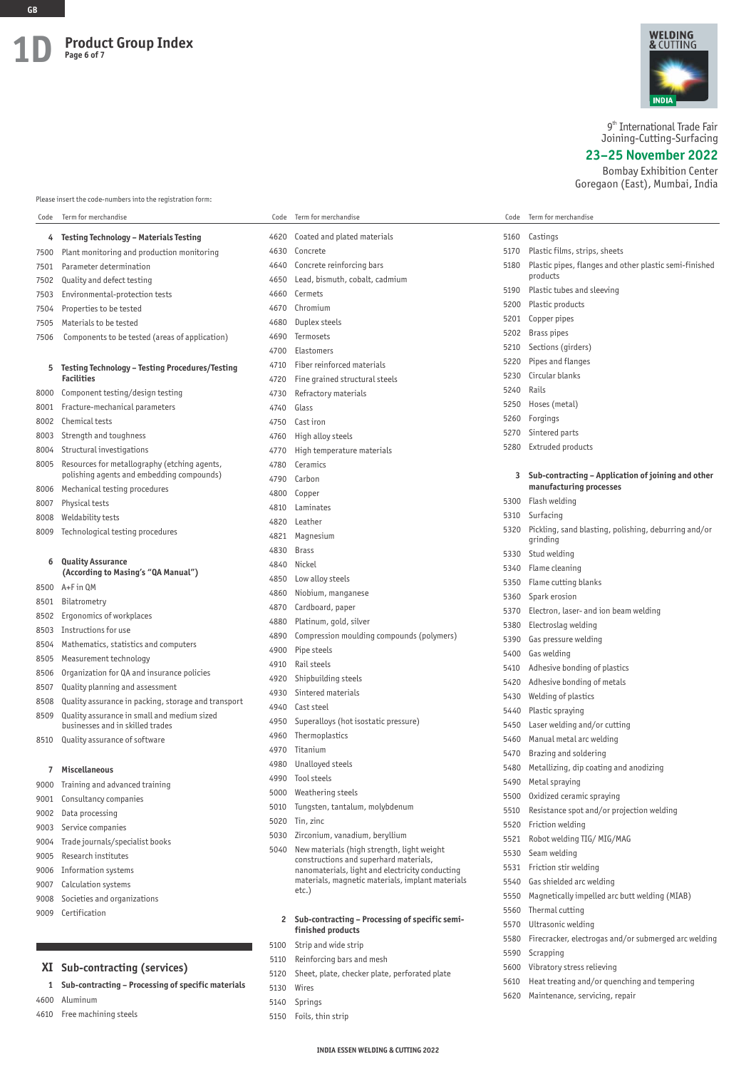# 1D Product Group Index

Page 6 of 7

9th International Trade Fair
Joining-Cutting-Surfacing

**23–25 November 2022**

Bombay Exhibition Center
Goregaon (East), Mumbai, India

Please insert the code-numbers into the registration form:

| Code | Term for merchandise |
|---|---|
| **4** | **Testing Technology – Materials Testing** |
| 7500 | Plant monitoring and production monitoring |
| 7501 | Parameter determination |
| 7502 | Quality and defect testing |
| 7503 | Environmental-protection tests |
| 7504 | Properties to be tested |
| 7505 | Materials to be tested |
| 7506 | Components to be tested (areas of application) |
| **5** | **Testing Technology – Testing Procedures/Testing Facilities** |
| 8000 | Component testing/design testing |
| 8001 | Fracture-mechanical parameters |
| 8002 | Chemical tests |
| 8003 | Strength and toughness |
| 8004 | Structural investigations |
| 8005 | Resources for metallography (etching agents, polishing agents and embedding compounds) |
| 8006 | Mechanical testing procedures |
| 8007 | Physical tests |
| 8008 | Weldability tests |
| 8009 | Technological testing procedures |
| **6** | **Quality Assurance (According to Masing's "QA Manual")** |
| 8500 | A+F in QM |
| 8501 | Bilatrometry |
| 8502 | Ergonomics of workplaces |
| 8503 | Instructions for use |
| 8504 | Mathematics, statistics and computers |
| 8505 | Measurement technology |
| 8506 | Organization for QA and insurance policies |
| 8507 | Quality planning and assessment |
| 8508 | Quality assurance in packing, storage and transport |
| 8509 | Quality assurance in small and medium sized businesses and in skilled trades |
| 8510 | Quality assurance of software |
| **7** | **Miscellaneous** |
| 9000 | Training and advanced training |
| 9001 | Consultancy companies |
| 9002 | Data processing |
| 9003 | Service companies |
| 9004 | Trade journals/specialist books |
| 9005 | Research institutes |
| 9006 | Information systems |
| 9007 | Calculation systems |
| 9008 | Societies and organizations |
| 9009 | Certification |

## XI Sub-contracting (services)

| Code | Term for merchandise |
|---|---|
| **1** | **Sub-contracting – Processing of specific materials** |
| 4600 | Aluminum |
| 4610 | Free machining steels |
| 4620 | Coated and plated materials |
| 4630 | Concrete |
| 4640 | Concrete reinforcing bars |
| 4650 | Lead, bismuth, cobalt, cadmium |
| 4660 | Cermets |
| 4670 | Chromium |
| 4680 | Duplex steels |
| 4690 | Termosets |
| 4700 | Elastomers |
| 4710 | Fiber reinforced materials |
| 4720 | Fine grained structural steels |
| 4730 | Refractory materials |
| 4740 | Glass |
| 4750 | Cast iron |
| 4760 | High alloy steels |
| 4770 | High temperature materials |
| 4780 | Ceramics |
| 4790 | Carbon |
| 4800 | Copper |
| 4810 | Laminates |
| 4820 | Leather |
| 4821 | Magnesium |
| 4830 | Brass |
| 4840 | Nickel |
| 4850 | Low alloy steels |
| 4860 | Niobium, manganese |
| 4870 | Cardboard, paper |
| 4880 | Platinum, gold, silver |
| 4890 | Compression moulding compounds (polymers) |
| 4900 | Pipe steels |
| 4910 | Rail steels |
| 4920 | Shipbuilding steels |
| 4930 | Sintered materials |
| 4940 | Cast steel |
| 4950 | Superalloys (hot isostatic pressure) |
| 4960 | Thermoplastics |
| 4970 | Titanium |
| 4980 | Unalloyed steels |
| 4990 | Tool steels |
| 5000 | Weathering steels |
| 5010 | Tungsten, tantalum, molybdenum |
| 5020 | Tin, zinc |
| 5030 | Zirconium, vanadium, beryllium |
| 5040 | New materials (high strength, light weight constructions and superhard materials, nanomaterials, light and electricity conducting materials, magnetic materials, implant materials etc.) |
| **2** | **Sub-contracting – Processing of specific semi-finished products** |
| 5100 | Strip and wide strip |
| 5110 | Reinforcing bars and mesh |
| 5120 | Sheet, plate, checker plate, perforated plate |
| 5130 | Wires |
| 5140 | Springs |
| 5150 | Foils, thin strip |
| 5160 | Castings |
| 5170 | Plastic films, strips, sheets |
| 5180 | Plastic pipes, flanges and other plastic semi-finished products |
| 5190 | Plastic tubes and sleeving |
| 5200 | Plastic products |
| 5201 | Copper pipes |
| 5202 | Brass pipes |
| 5210 | Sections (girders) |
| 5220 | Pipes and flanges |
| 5230 | Circular blanks |
| 5240 | Rails |
| 5250 | Hoses (metal) |
| 5260 | Forgings |
| 5270 | Sintered parts |
| 5280 | Extruded products |
| **3** | **Sub-contracting – Application of joining and other manufacturing processes** |
| 5300 | Flash welding |
| 5310 | Surfacing |
| 5320 | Pickling, sand blasting, polishing, deburring and/or grinding |
| 5330 | Stud welding |
| 5340 | Flame cleaning |
| 5350 | Flame cutting blanks |
| 5360 | Spark erosion |
| 5370 | Electron, laser- and ion beam welding |
| 5380 | Electroslag welding |
| 5390 | Gas pressure welding |
| 5400 | Gas welding |
| 5410 | Adhesive bonding of plastics |
| 5420 | Adhesive bonding of metals |
| 5430 | Welding of plastics |
| 5440 | Plastic spraying |
| 5450 | Laser welding and/or cutting |
| 5460 | Manual metal arc welding |
| 5470 | Brazing and soldering |
| 5480 | Metallizing, dip coating and anodizing |
| 5490 | Metal spraying |
| 5500 | Oxidized ceramic spraying |
| 5510 | Resistance spot and/or projection welding |
| 5520 | Friction welding |
| 5521 | Robot welding TIG/ MIG/MAG |
| 5530 | Seam welding |
| 5531 | Friction stir welding |
| 5540 | Gas shielded arc welding |
| 5550 | Magnetically impelled arc butt welding (MIAB) |
| 5560 | Thermal cutting |
| 5570 | Ultrasonic welding |
| 5580 | Firecracker, electrogas and/or submerged arc welding |
| 5590 | Scrapping |
| 5600 | Vibratory stress relieving |
| 5610 | Heat treating and/or quenching and tempering |
| 5620 | Maintenance, servicing, repair |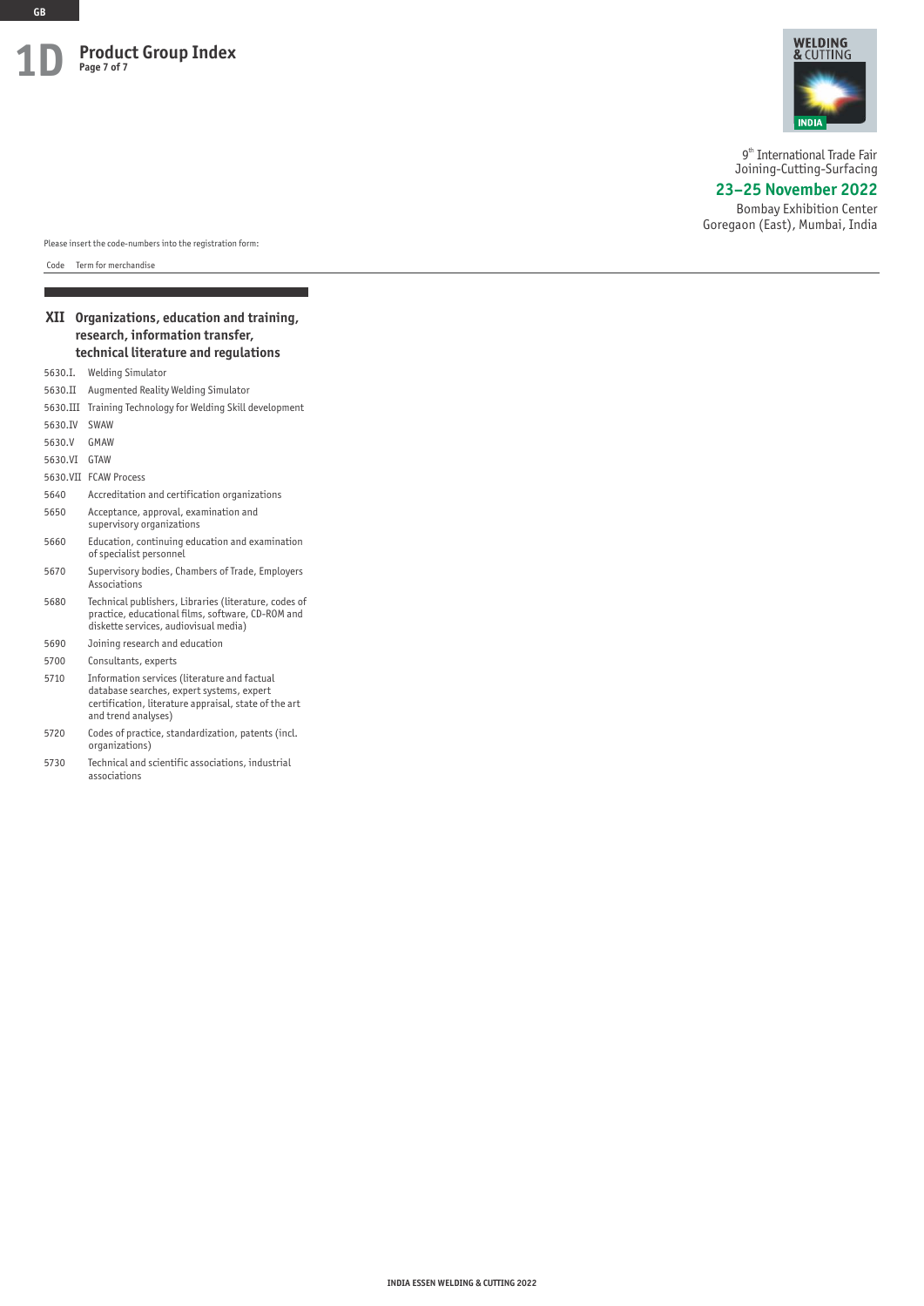# 1D Product Group Index

9th International Trade Fair
Joining-Cutting-Surfacing

**23–25 November 2022**

Bombay Exhibition Center
Goregaon (East), Mumbai, India

Please insert the code-numbers into the registration form:

| Code | Term for merchandise |
|---|---|

## XII Organizations, education and training, research, information transfer, technical literature and regulations

| Code | Term for merchandise |
|---|---|
| 5630.I. | Welding Simulator |
| 5630.II | Augmented Reality Welding Simulator |
| 5630.III | Training Technology for Welding Skill development |
| 5630.IV | SWAW |
| 5630.V | GMAW |
| 5630.VI | GTAW |
| 5630.VII | FCAW Process |
| 5640 | Accreditation and certification organizations |
| 5650 | Acceptance, approval, examination and supervisory organizations |
| 5660 | Education, continuing education and examination of specialist personnel |
| 5670 | Supervisory bodies, Chambers of Trade, Employers Associations |
| 5680 | Technical publishers, Libraries (literature, codes of practice, educational films, software, CD-ROM and diskette services, audiovisual media) |
| 5690 | Joining research and education |
| 5700 | Consultants, experts |
| 5710 | Information services (literature and factual database searches, expert systems, expert certification, literature appraisal, state of the art and trend analyses) |
| 5720 | Codes of practice, standardization, patents (incl. organizations) |
| 5730 | Technical and scientific associations, industrial associations |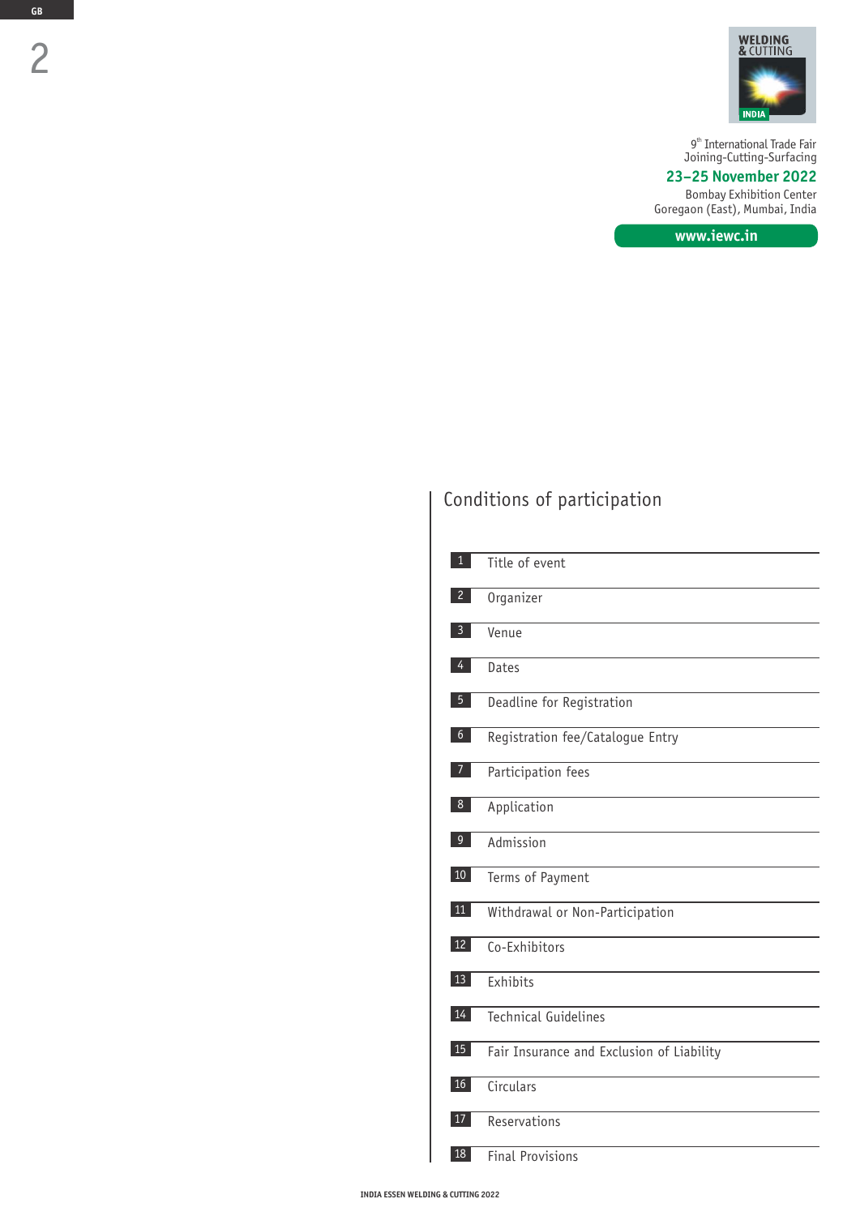WELDING & CUTTING

INDIA

9th International Trade Fair
Joining-Cutting-Surfacing

**23–25 November 2022**

Bombay Exhibition Center
Goregaon (East), Mumbai, India

**www.iewc.in**

# Conditions of participation

| | |
|---|---|
| 1 | Title of event |
| 2 | Organizer |
| 3 | Venue |
| 4 | Dates |
| 5 | Deadline for Registration |
| 6 | Registration fee/Catalogue Entry |
| 7 | Participation fees |
| 8 | Application |
| 9 | Admission |
| 10 | Terms of Payment |
| 11 | Withdrawal or Non-Participation |
| 12 | Co-Exhibitors |
| 13 | Exhibits |
| 14 | Technical Guidelines |
| 15 | Fair Insurance and Exclusion of Liability |
| 16 | Circulars |
| 17 | Reservations |
| 18 | Final Provisions |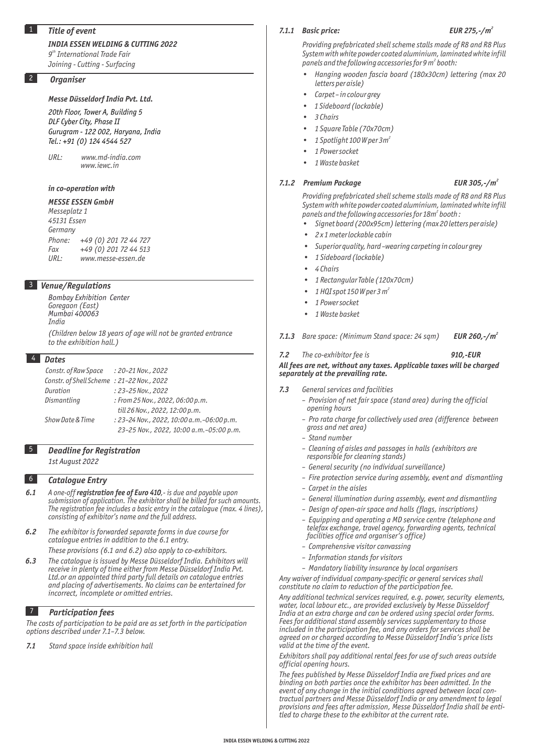## 1 Title of event

***INDIA ESSEN WELDING & CUTTING 2022***

*9th International Trade Fair*
*Joining - Cutting - Surfacing*

## 2 Organiser

***Messe Düsseldorf India Pvt. Ltd.***

*20th Floor, Tower A, Building 5*
*DLF Cyber City, Phase II*
*Gurugram - 122 002, Haryana, India*
*Tel.: +91 (0) 124 4544 527*

*URL: www.md-india.com*
*www.iewc.in*

***in co-operation with***

***MESSE ESSEN GmbH***
*Messeplatz 1*
*45131 Essen*
*Germany*
*Phone: +49 (0) 201 72 44 727*
*Fax +49 (0) 201 72 44 513*
*URL: www.messe-essen.de*

## 3 Venue/Regulations

*Bombay Exhibition Center*
*Goregaon (East)*
*Mumbai 400063*
*India*

*(Children below 18 years of age will not be granted entrance to the exhibition hall.)*

## 4 Dates

| | |
|---|---|
| *Constr. of Raw Space* | *: 20–21 Nov., 2022* |
| *Constr. of Shell Scheme* | *: 21–22 Nov., 2022* |
| *Duration* | *: 23–25 Nov., 2022* |
| *Dismantling* | *: From 25 Nov., 2022, 06:00 p.m. till 26 Nov., 2022, 12:00 p.m.* |
| *Show Date & Time* | *: 23–24 Nov., 2022, 10:00 a.m.–06:00 p.m. 23–25 Nov., 2022, 10:00 a.m.–05:00 p.m.* |

## 5 Deadline for Registration

*1st August 2022*

## 6 Catalogue Entry

**6.1** *A one-off **registration fee of Euro 410**,- is due and payable upon submission of application. The exhibitor shall be billed for such amounts. The registration fee includes a basic entry in the catalogue (max. 4 lines), consisting of exhibitor's name and the full address.*

**6.2** *The exhibitor is forwarded separate forms in due course for catalogue entries in addition to the 6.1 entry.*

*These provisions (6.1 and 6.2) also apply to co-exhibitors.*

**6.3** *The catalogue is issued by Messe Düsseldorf India. Exhibitors will receive in plenty of time either from Messe Düsseldorf India Pvt. Ltd.or an appointed third party full details on catalogue entries and placing of advertisements. No claims can be entertained for incorrect, incomplete or omitted entries.*

## 7 Participation fees

*The costs of participation to be paid are as set forth in the participation options described under 7.1–7.3 below.*

**7.1** *Stand space inside exhibition hall*

**7.1.1** ***Basic price: EUR 275,-/m²***

*Providing prefabricated shell scheme stalls made of R8 and R8 Plus System with white powder coated aluminium, laminated white infill panels and the following accessories for 9 m² booth:*

- *Hanging wooden fascia board (180x30cm) lettering (max 20 letters per aisle)*
- *Carpet – in colour grey*
- *1 Sideboard (lockable)*
- *3 Chairs*
- *1 Square Table (70x70cm)*
- *1 Spotlight 100 W per 3m²*
- *1 Power socket*
- *1 Waste basket*

**7.1.2** ***Premium Package EUR 305,-/m²***

*Providing prefabricated shell scheme stalls made of R8 and R8 Plus System with white powder coated aluminium, laminated white infill panels and the following accessories for 18m² booth :*

- *Signet board (200x95cm) lettering (max 20 letters per aisle)*
- *2 x 1 meter lockable cabin*
- *Superior quality, hard –wearing carpeting in colour grey*
- *1 Sideboard (lockable)*
- *4 Chairs*
- *1 Rectangular Table (120x70cm)*
- *1 HQI spot 150 W per 3 m²*
- *1 Power socket*
- *1 Waste basket*

**7.1.3** *Bare space: (Minimum Stand space: 24 sqm)* ***EUR 260,-/m²***

**7.2** *The co-exhibitor fee is* ***910,-EUR***

***All fees are net, without any taxes. Applicable taxes will be charged separately at the prevailing rate.***

**7.3** *General services and facilities*

- *Provision of net fair space (stand area) during the official opening hours*
- *Pro rata charge for collectively used area (difference between gross and net area)*
- *Stand number*
- *Cleaning of aisles and passages in halls (exhibitors are responsible for cleaning stands)*
- *General security (no individual surveillance)*
- *Fire protection service during assembly, event and dismantling*
- *Carpet in the aisles*
- *General illumination during assembly, event and dismantling*
- *Design of open-air space and halls (flags, inscriptions)*
- *Equipping and operating a MD service centre (telephone and telefax exchange, travel agency, forwarding agents, technical facilities office and organiser's office)*
- *Comprehensive visitor canvassing*
- *Information stands for visitors*
- *Mandatory liability insurance by local organisers*

*Any waiver of individual company-specific or general services shall constitute no claim to reduction of the participation fee.*

*Any additional technical services required, e.g. power, security elements, water, local labour etc., are provided exclusively by Messe Düsseldorf India at an extra charge and can be ordered using special order forms. Fees for additional stand assembly services supplementary to those included in the participation fee, and any orders for services shall be agreed on or charged according to Messe Düsseldorf India's price lists valid at the time of the event.*

*Exhibitors shall pay additional rental fees for use of such areas outside official opening hours.*

*The fees published by Messe Düsseldorf India are fixed prices and are binding on both parties once the exhibitor has been admitted. In the event of any change in the initial conditions agreed between local contractual partners and Messe Düsseldorf India or any amendment to legal provisions and fees after admission, Messe Düsseldorf India shall be entitled to charge these to the exhibitor at the current rate.*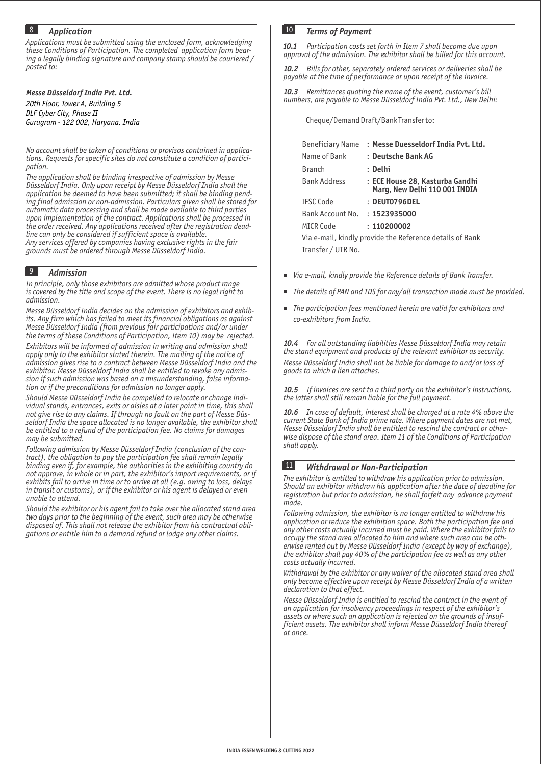## 8 *Application*

*Applications must be submitted using the enclosed form, acknowledging these Conditions of Participation. The completed application form bearing a legally binding signature and company stamp should be couriered / posted to:*

***Messe Düsseldorf India Pvt. Ltd.***
*20th Floor, Tower A, Building 5*
*DLF Cyber City, Phase II*
*Gurugram - 122 002, Haryana, India*

*No account shall be taken of conditions or provisos contained in applications. Requests for specific sites do not constitute a condition of participation.*

*The application shall be binding irrespective of admission by Messe Düsseldorf India. Only upon receipt by Messe Düsseldorf India shall the application be deemed to have been submitted; it shall be binding pending final admission or non-admission. Particulars given shall be stored for automatic data processing and shall be made available to third parties upon implementation of the contract. Applications shall be processed in the order received. Any applications received after the registration deadline can only be considered if sufficient space is available.*
*Any services offered by companies having exclusive rights in the fair grounds must be ordered through Messe Düsseldorf India.*

## 9 *Admission*

*In principle, only those exhibitors are admitted whose product range is covered by the title and scope of the event. There is no legal right to admission.*

*Messe Düsseldorf India decides on the admission of exhibitors and exhibits. Any firm which has failed to meet its financial obligations as against Messe Düsseldorf India (from previous fair participations and/or under the terms of these Conditions of Participation, Item 10) may be rejected.*

*Exhibitors will be informed of admission in writing and admission shall apply only to the exhibitor stated therein. The mailing of the notice of admission gives rise to a contract between Messe Düsseldorf India and the exhibitor. Messe Düsseldorf India shall be entitled to revoke any admission if such admission was based on a misunderstanding, false information or if the preconditions for admission no longer apply.*

*Should Messe Düsseldorf India be compelled to relocate or change individual stands, entrances, exits or aisles at a later point in time, this shall not give rise to any claims. If through no fault on the part of Messe Düsseldorf India the space allocated is no longer available, the exhibitor shall be entitled to a refund of the participation fee. No claims for damages may be submitted.*

*Following admission by Messe Düsseldorf India (conclusion of the contract), the obligation to pay the participation fee shall remain legally binding even if, for example, the authorities in the exhibiting country do not approve, in whole or in part, the exhibitor's import requirements, or if exhibits fail to arrive in time or to arrive at all (e.g. owing to loss, delays in transit or customs), or if the exhibitor or his agent is delayed or even unable to attend.*

*Should the exhibitor or his agent fail to take over the allocated stand area two days prior to the beginning of the event, such area may be otherwise disposed of. This shall not release the exhibitor from his contractual obligations or entitle him to a demand refund or lodge any other claims.*

## 10 *Terms of Payment*

***10.1*** *Participation costs set forth in Item 7 shall become due upon approval of the admission. The exhibitor shall be billed for this account.*

***10.2*** *Bills for other, separately ordered services or deliveries shall be payable at the time of performance or upon receipt of the invoice.*

***10.3*** *Remittances quoting the name of the event, customer's bill numbers, are payable to Messe Düsseldorf India Pvt. Ltd., New Delhi:*

Cheque/Demand Draft/Bank Transfer to:

| | |
|---|---|
| Beneficiary Name | : **Messe Duesseldorf India Pvt. Ltd.** |
| Name of Bank | : **Deutsche Bank AG** |
| Branch | : **Delhi** |
| Bank Address | : **ECE House 28, Kasturba Gandhi Marg, New Delhi 110 001 INDIA** |
| IFSC Code | : **DEUT0796DEL** |
| Bank Account No. | : **1523935000** |
| MICR Code | : **110200002** |

Via e-mail, kindly provide the Reference details of Bank Transfer / UTR No.

- *Via e-mail, kindly provide the Reference details of Bank Transfer.*
- *The details of PAN and TDS for any/all transaction made must be provided.*
- *The participation fees mentioned herein are valid for exhibitors and co-exhibitors from India.*

***10.4*** *For all outstanding liabilities Messe Düsseldorf India may retain the stand equipment and products of the relevant exhibitor as security. Messe Düsseldorf India shall not be liable for damage to and/or loss of goods to which a lien attaches.*

***10.5*** *If invoices are sent to a third party on the exhibitor's instructions, the latter shall still remain liable for the full payment.*

***10.6*** *In case of default, interest shall be charged at a rate 4% above the current State Bank of India prime rate. Where payment dates are not met, Messe Düsseldorf India shall be entitled to rescind the contract or otherwise dispose of the stand area. Item 11 of the Conditions of Participation shall apply.*

## 11 *Withdrawal or Non-Participation*

*The exhibitor is entitled to withdraw his application prior to admission. Should an exhibitor withdraw his application after the date of deadline for registration but prior to admission, he shall forfeit any advance payment made.*

*Following admission, the exhibitor is no longer entitled to withdraw his application or reduce the exhibition space. Both the participation fee and any other costs actually incurred must be paid. Where the exhibitor fails to occupy the stand area allocated to him and where such area can be otherwise rented out by Messe Düsseldorf India (except by way of exchange), the exhibitor shall pay 40% of the participation fee as well as any other costs actually incurred.*

*Withdrawal by the exhibitor or any waiver of the allocated stand area shall only become effective upon receipt by Messe Düsseldorf India of a written declaration to that effect.*

*Messe Düsseldorf India is entitled to rescind the contract in the event of an application for insolvency proceedings in respect of the exhibitor's assets or where such an application is rejected on the grounds of insufficient assets. The exhibitor shall inform Messe Düsseldorf India thereof at once.*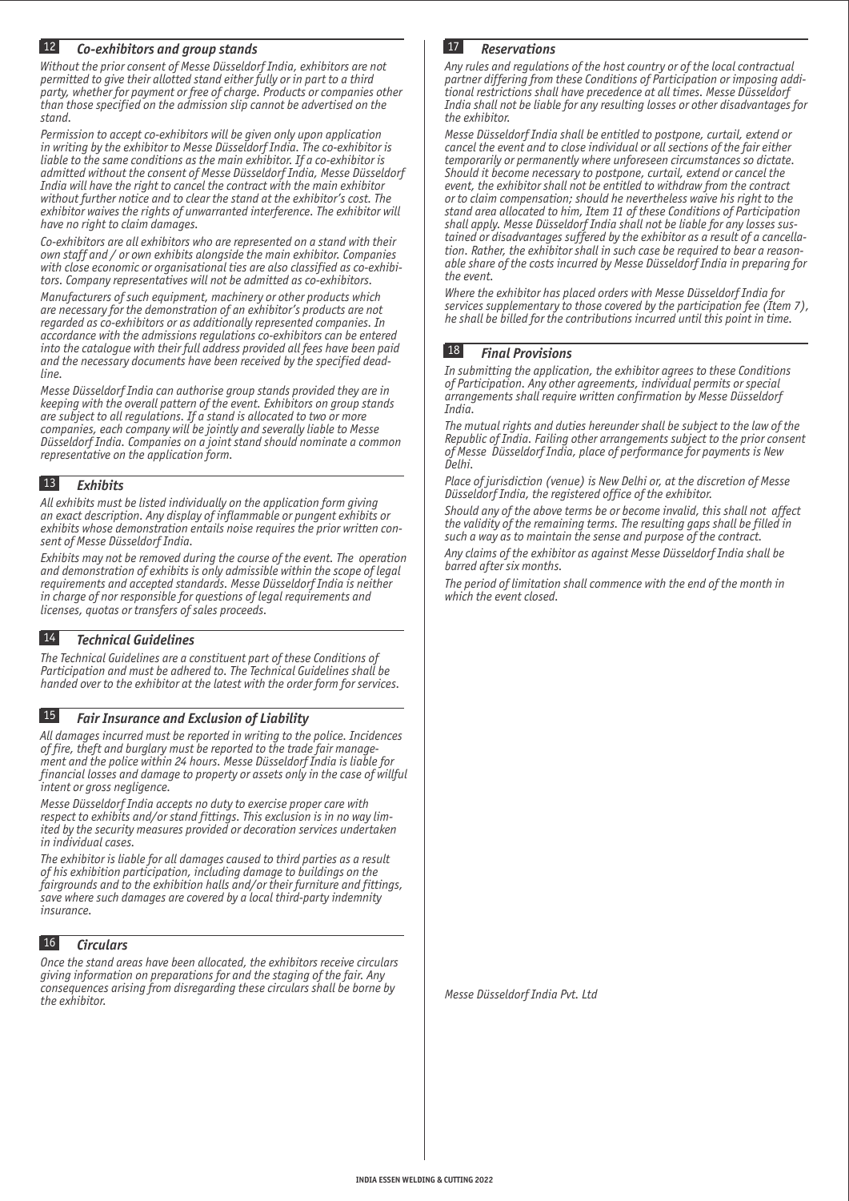## 12 *Co-exhibitors and group stands*

*Without the prior consent of Messe Düsseldorf India, exhibitors are not permitted to give their allotted stand either fully or in part to a third party, whether for payment or free of charge. Products or companies other than those specified on the admission slip cannot be advertised on the stand.*

*Permission to accept co-exhibitors will be given only upon application in writing by the exhibitor to Messe Düsseldorf India. The co-exhibitor is liable to the same conditions as the main exhibitor. If a co-exhibitor is admitted without the consent of Messe Düsseldorf India, Messe Düsseldorf India will have the right to cancel the contract with the main exhibitor without further notice and to clear the stand at the exhibitor's cost. The exhibitor waives the rights of unwarranted interference. The exhibitor will have no right to claim damages.*

*Co-exhibitors are all exhibitors who are represented on a stand with their own staff and / or own exhibits alongside the main exhibitor. Companies with close economic or organisational ties are also classified as co-exhibitors. Company representatives will not be admitted as co-exhibitors.*

*Manufacturers of such equipment, machinery or other products which are necessary for the demonstration of an exhibitor's products are not regarded as co-exhibitors or as additionally represented companies. In accordance with the admissions regulations co-exhibitors can be entered into the catalogue with their full address provided all fees have been paid and the necessary documents have been received by the specified deadline.*

*Messe Düsseldorf India can authorise group stands provided they are in keeping with the overall pattern of the event. Exhibitors on group stands are subject to all regulations. If a stand is allocated to two or more companies, each company will be jointly and severally liable to Messe Düsseldorf India. Companies on a joint stand should nominate a common representative on the application form.*

## 13 *Exhibits*

*All exhibits must be listed individually on the application form giving an exact description. Any display of inflammable or pungent exhibits or exhibits whose demonstration entails noise requires the prior written consent of Messe Düsseldorf India.*

*Exhibits may not be removed during the course of the event. The operation and demonstration of exhibits is only admissible within the scope of legal requirements and accepted standards. Messe Düsseldorf India is neither in charge of nor responsible for questions of legal requirements and licenses, quotas or transfers of sales proceeds.*

## 14 *Technical Guidelines*

*The Technical Guidelines are a constituent part of these Conditions of Participation and must be adhered to. The Technical Guidelines shall be handed over to the exhibitor at the latest with the order form for services.*

## 15 *Fair Insurance and Exclusion of Liability*

*All damages incurred must be reported in writing to the police. Incidences of fire, theft and burglary must be reported to the trade fair management and the police within 24 hours. Messe Düsseldorf India is liable for financial losses and damage to property or assets only in the case of willful intent or gross negligence.*

*Messe Düsseldorf India accepts no duty to exercise proper care with respect to exhibits and/or stand fittings. This exclusion is in no way limited by the security measures provided or decoration services undertaken in individual cases.*

*The exhibitor is liable for all damages caused to third parties as a result of his exhibition participation, including damage to buildings on the fairgrounds and to the exhibition halls and/or their furniture and fittings, save where such damages are covered by a local third-party indemnity insurance.*

## 16 *Circulars*

*Once the stand areas have been allocated, the exhibitors receive circulars giving information on preparations for and the staging of the fair. Any consequences arising from disregarding these circulars shall be borne by the exhibitor.*

## 17 *Reservations*

*Any rules and regulations of the host country or of the local contractual partner differing from these Conditions of Participation or imposing additional restrictions shall have precedence at all times. Messe Düsseldorf India shall not be liable for any resulting losses or other disadvantages for the exhibitor.*

*Messe Düsseldorf India shall be entitled to postpone, curtail, extend or cancel the event and to close individual or all sections of the fair either temporarily or permanently where unforeseen circumstances so dictate. Should it become necessary to postpone, curtail, extend or cancel the event, the exhibitor shall not be entitled to withdraw from the contract or to claim compensation; should he nevertheless waive his right to the stand area allocated to him, Item 11 of these Conditions of Participation shall apply. Messe Düsseldorf India shall not be liable for any losses sustained or disadvantages suffered by the exhibitor as a result of a cancellation. Rather, the exhibitor shall in such case be required to bear a reasonable share of the costs incurred by Messe Düsseldorf India in preparing for the event.*

*Where the exhibitor has placed orders with Messe Düsseldorf India for services supplementary to those covered by the participation fee (Item 7), he shall be billed for the contributions incurred until this point in time.*

## 18 *Final Provisions*

*In submitting the application, the exhibitor agrees to these Conditions of Participation. Any other agreements, individual permits or special arrangements shall require written confirmation by Messe Düsseldorf India.*

*The mutual rights and duties hereunder shall be subject to the law of the Republic of India. Failing other arrangements subject to the prior consent of Messe Düsseldorf India, place of performance for payments is New Delhi.*

*Place of jurisdiction (venue) is New Delhi or, at the discretion of Messe Düsseldorf India, the registered office of the exhibitor.*

*Should any of the above terms be or become invalid, this shall not affect the validity of the remaining terms. The resulting gaps shall be filled in such a way as to maintain the sense and purpose of the contract.*

*Any claims of the exhibitor as against Messe Düsseldorf India shall be barred after six months.*

*The period of limitation shall commence with the end of the month in which the event closed.*

*Messe Düsseldorf India Pvt. Ltd*